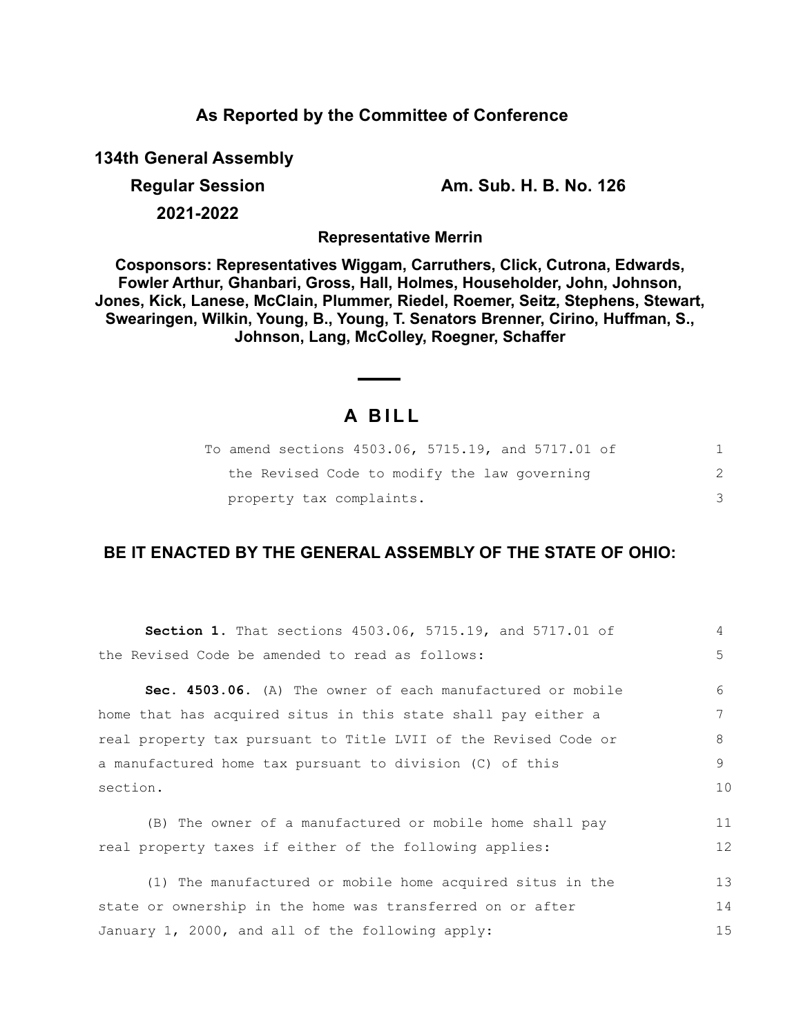**As Reported by the Committee of Conference**

**134th General Assembly**

**Regular Session** **Am. Sub. H. B. No. 126**

**2021-2022**

**Representative Merrin**

**Cosponsors: Representatives Wiggam, Carruthers, Click, Cutrona, Edwards, Fowler Arthur, Ghanbari, Gross, Hall, Holmes, Householder, John, Johnson, Jones, Kick, Lanese, McClain, Plummer, Riedel, Roemer, Seitz, Stephens, Stewart, Swearingen, Wilkin, Young, B., Young, T. Senators Brenner, Cirino, Huffman, S., Johnson, Lang, McColley, Roegner, Schaffer**

# A BILL

To amend sections 4503.06, 5715.19, and 5717.01 of the Revised Code to modify the law governing property tax complaints.

## BE IT ENACTED BY THE GENERAL ASSEMBLY OF THE STATE OF OHIO:

**Section 1.** That sections 4503.06, 5715.19, and 5717.01 of the Revised Code be amended to read as follows:

**Sec. 4503.06.** (A) The owner of each manufactured or mobile home that has acquired situs in this state shall pay either a real property tax pursuant to Title LVII of the Revised Code or a manufactured home tax pursuant to division (C) of this section.

(B) The owner of a manufactured or mobile home shall pay real property taxes if either of the following applies:

(1) The manufactured or mobile home acquired situs in the state or ownership in the home was transferred on or after January 1, 2000, and all of the following apply: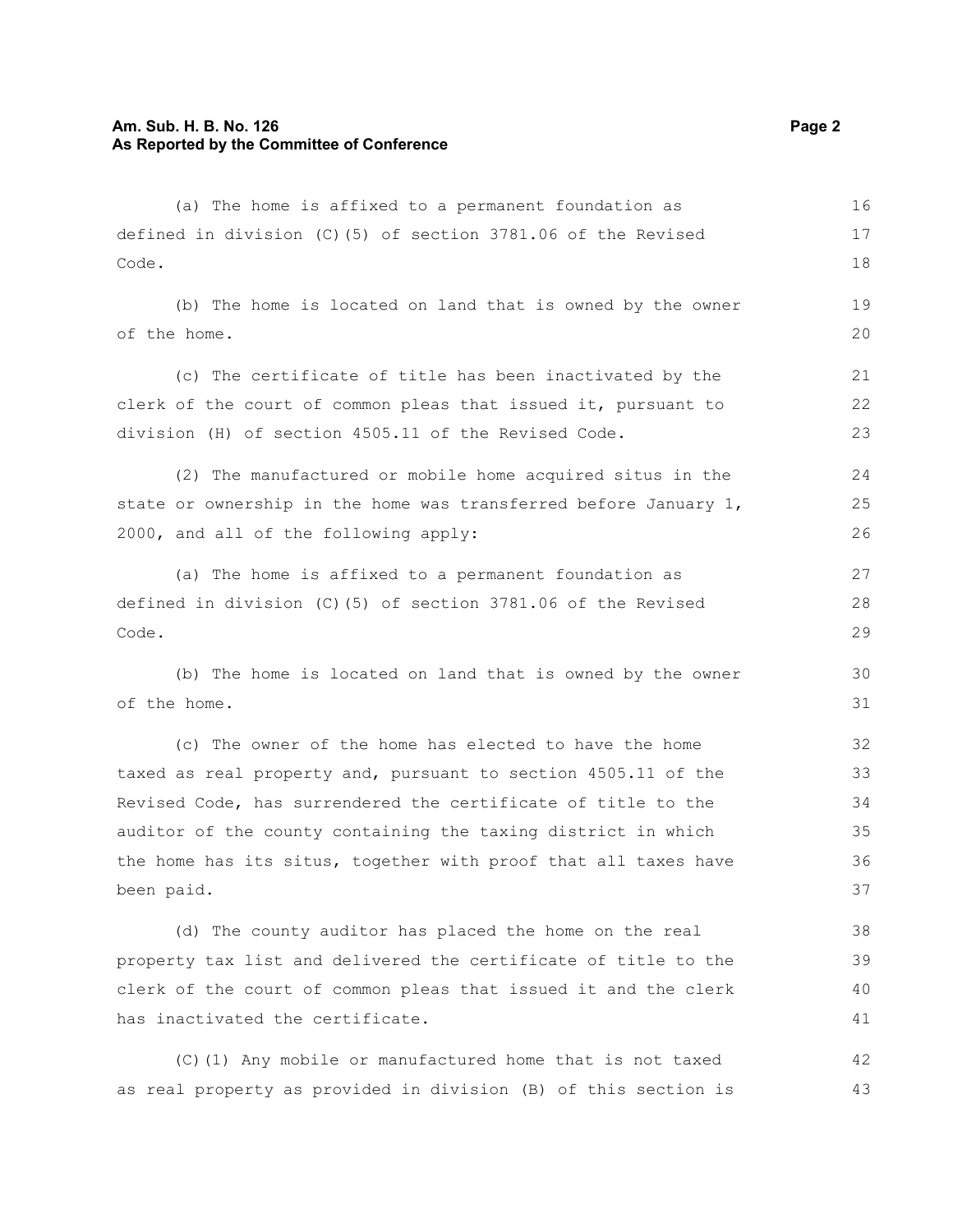(a) The home is affixed to a permanent foundation as defined in division (C)(5) of section 3781.06 of the Revised Code.

(b) The home is located on land that is owned by the owner of the home.

(c) The certificate of title has been inactivated by the clerk of the court of common pleas that issued it, pursuant to division (H) of section 4505.11 of the Revised Code.

(2) The manufactured or mobile home acquired situs in the state or ownership in the home was transferred before January 1, 2000, and all of the following apply:

(a) The home is affixed to a permanent foundation as defined in division (C)(5) of section 3781.06 of the Revised Code.

(b) The home is located on land that is owned by the owner of the home.

(c) The owner of the home has elected to have the home taxed as real property and, pursuant to section 4505.11 of the Revised Code, has surrendered the certificate of title to the auditor of the county containing the taxing district in which the home has its situs, together with proof that all taxes have been paid.

(d) The county auditor has placed the home on the real property tax list and delivered the certificate of title to the clerk of the court of common pleas that issued it and the clerk has inactivated the certificate.

(C)(1) Any mobile or manufactured home that is not taxed as real property as provided in division (B) of this section is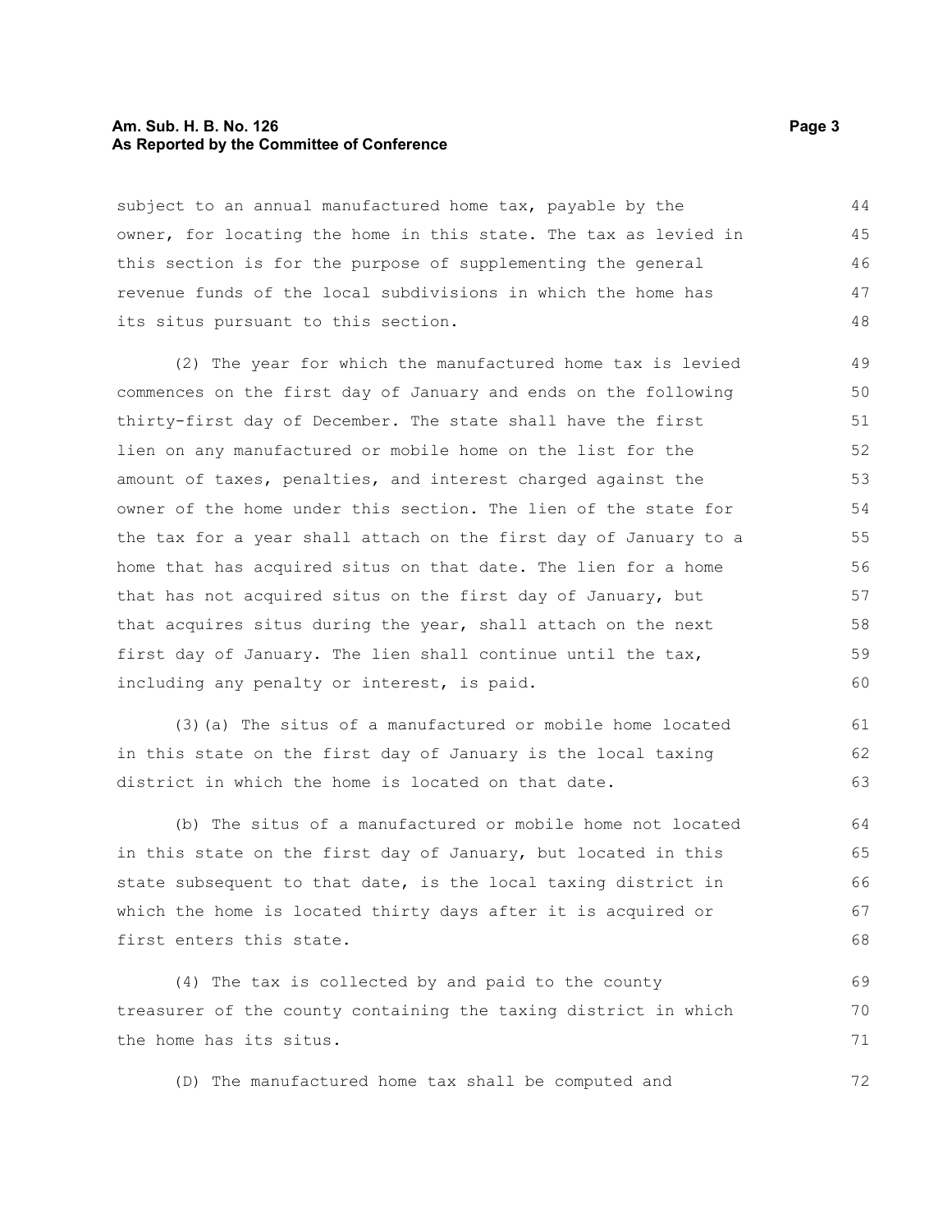subject to an annual manufactured home tax, payable by the owner, for locating the home in this state. The tax as levied in this section is for the purpose of supplementing the general revenue funds of the local subdivisions in which the home has its situs pursuant to this section.

(2) The year for which the manufactured home tax is levied commences on the first day of January and ends on the following thirty-first day of December. The state shall have the first lien on any manufactured or mobile home on the list for the amount of taxes, penalties, and interest charged against the owner of the home under this section. The lien of the state for the tax for a year shall attach on the first day of January to a home that has acquired situs on that date. The lien for a home that has not acquired situs on the first day of January, but that acquires situs during the year, shall attach on the next first day of January. The lien shall continue until the tax, including any penalty or interest, is paid.

(3)(a) The situs of a manufactured or mobile home located in this state on the first day of January is the local taxing district in which the home is located on that date.

(b) The situs of a manufactured or mobile home not located in this state on the first day of January, but located in this state subsequent to that date, is the local taxing district in which the home is located thirty days after it is acquired or first enters this state.

(4) The tax is collected by and paid to the county treasurer of the county containing the taxing district in which the home has its situs.

(D) The manufactured home tax shall be computed and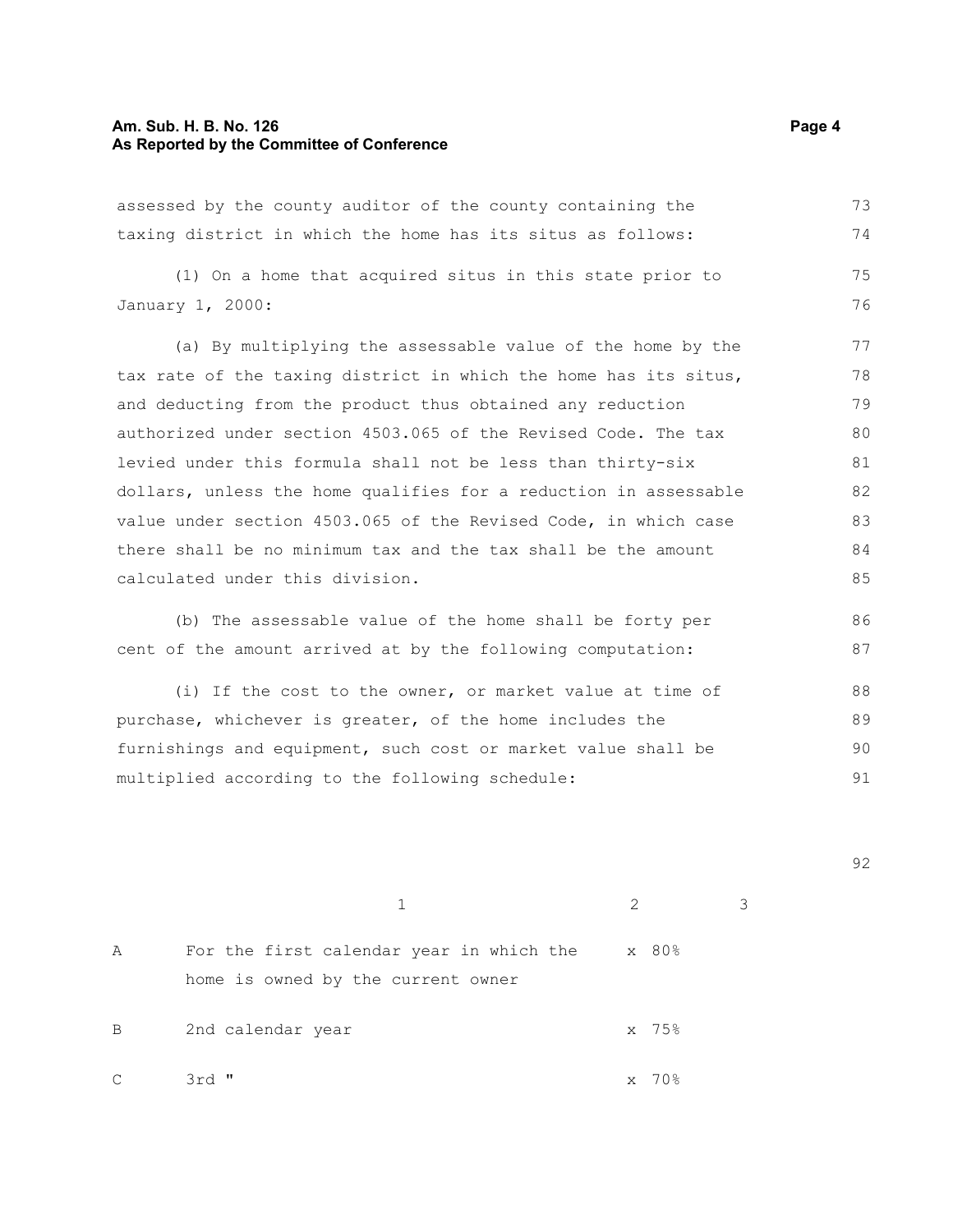assessed by the county auditor of the county containing the taxing district in which the home has its situs as follows:

(1) On a home that acquired situs in this state prior to January 1, 2000:

(a) By multiplying the assessable value of the home by the tax rate of the taxing district in which the home has its situs, and deducting from the product thus obtained any reduction authorized under section 4503.065 of the Revised Code. The tax levied under this formula shall not be less than thirty-six dollars, unless the home qualifies for a reduction in assessable value under section 4503.065 of the Revised Code, in which case there shall be no minimum tax and the tax shall be the amount calculated under this division.

(b) The assessable value of the home shall be forty per cent of the amount arrived at by the following computation:

(i) If the cost to the owner, or market value at time of purchase, whichever is greater, of the home includes the furnishings and equipment, such cost or market value shall be multiplied according to the following schedule:

| | 1 | 2 | 3 |
|---|---|---|---|
| A | For the first calendar year in which the home is owned by the current owner | x 80% | |
| B | 2nd calendar year | x 75% | |
| C | 3rd " | x 70% | |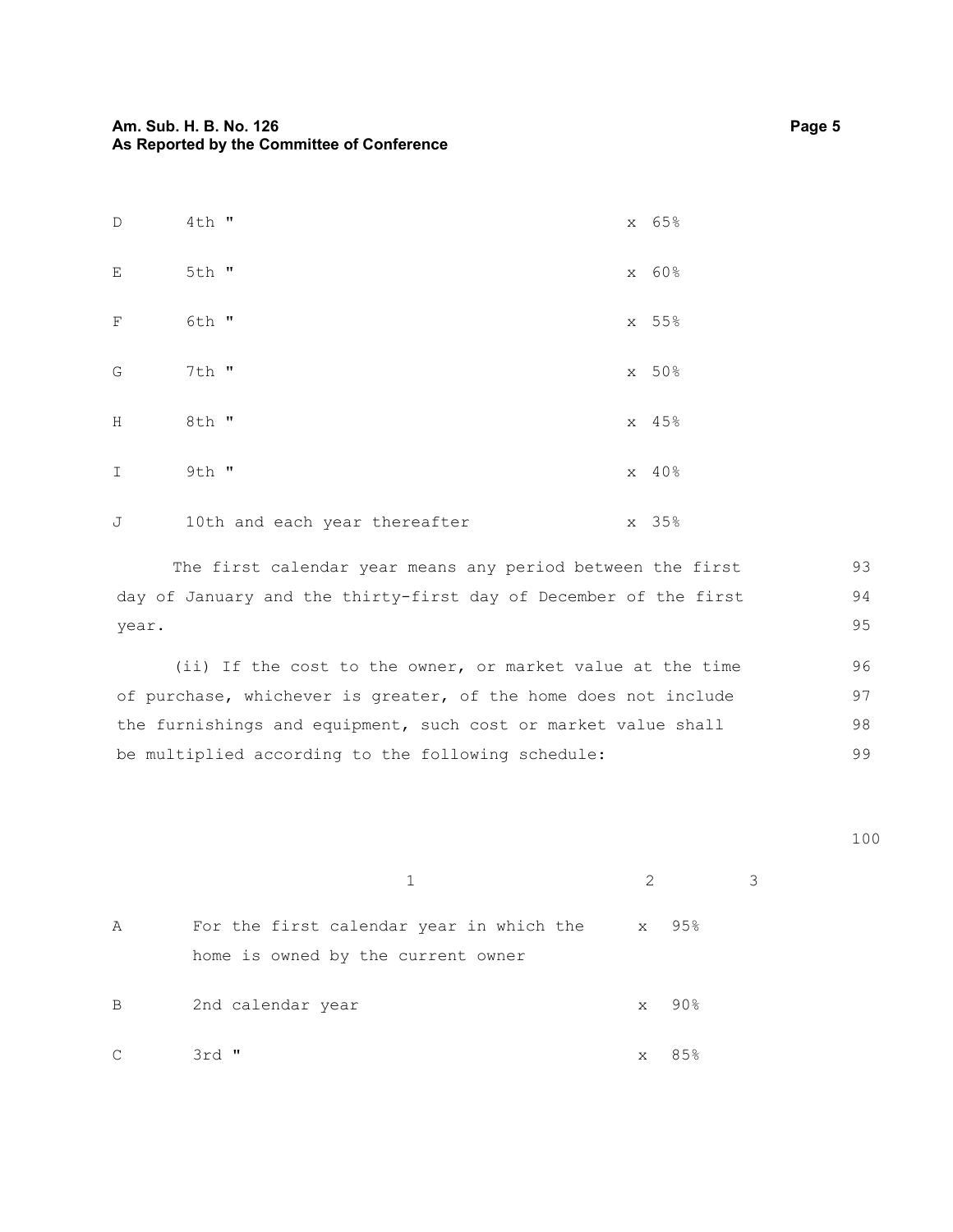| | | |
|---|---|---|
| D | 4th " | x 65% |
| E | 5th " | x 60% |
| F | 6th " | x 55% |
| G | 7th " | x 50% |
| H | 8th " | x 45% |
| I | 9th " | x 40% |
| J | 10th and each year thereafter | x 35% |

The first calendar year means any period between the first day of January and the thirty-first day of December of the first year.

(ii) If the cost to the owner, or market value at the time of purchase, whichever is greater, of the home does not include the furnishings and equipment, such cost or market value shall be multiplied according to the following schedule:

| | 1 | 2 | 3 |
|---|---|---|---|
| A | For the first calendar year in which the home is owned by the current owner | x 95% | |
| B | 2nd calendar year | x 90% | |
| C | 3rd " | x 85% | |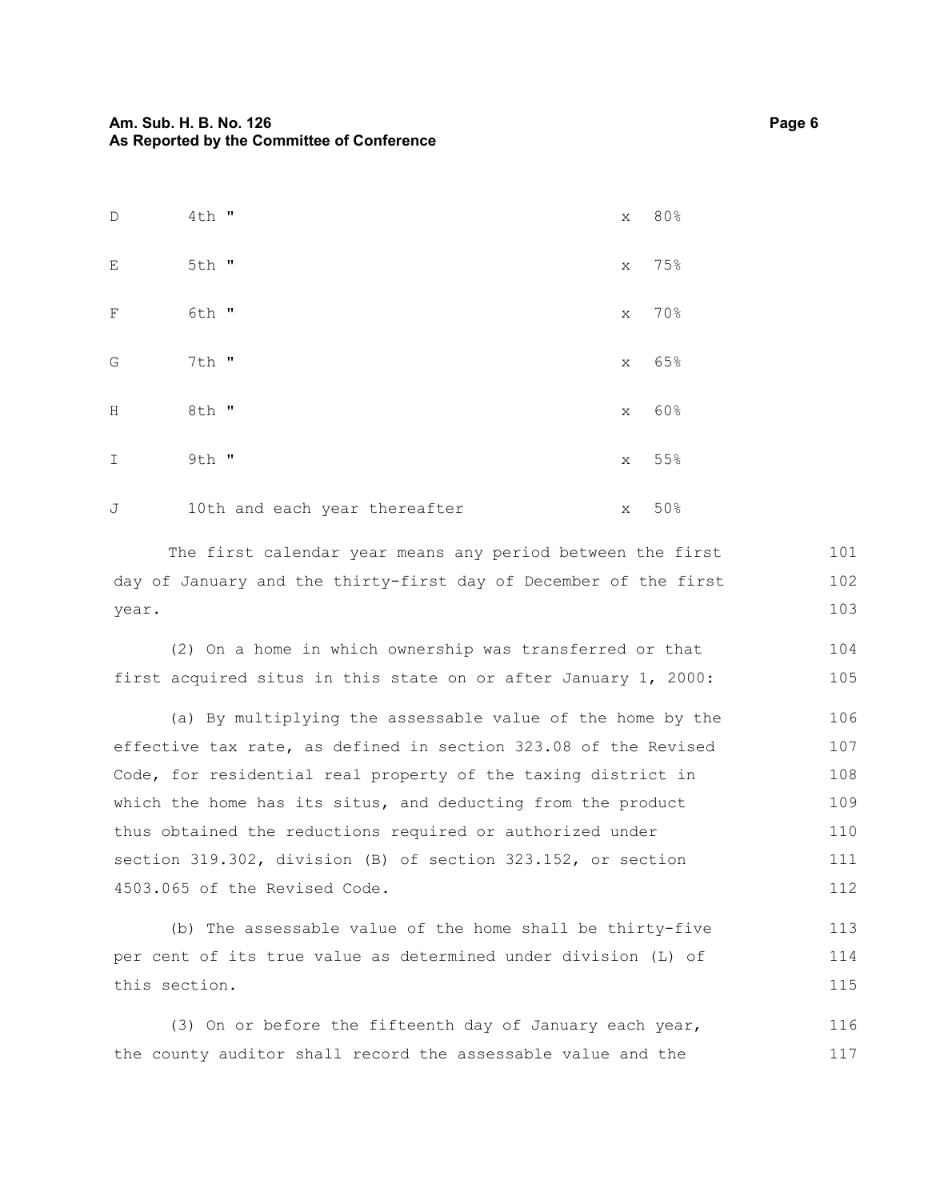| | | | |
|---|---|---|---|
| D | 4th " | x | 80% |
| E | 5th " | x | 75% |
| F | 6th " | x | 70% |
| G | 7th " | x | 65% |
| H | 8th " | x | 60% |
| I | 9th " | x | 55% |
| J | 10th and each year thereafter | x | 50% |

The first calendar year means any period between the first day of January and the thirty-first day of December of the first year.

(2) On a home in which ownership was transferred or that first acquired situs in this state on or after January 1, 2000:

(a) By multiplying the assessable value of the home by the effective tax rate, as defined in section 323.08 of the Revised Code, for residential real property of the taxing district in which the home has its situs, and deducting from the product thus obtained the reductions required or authorized under section 319.302, division (B) of section 323.152, or section 4503.065 of the Revised Code.

(b) The assessable value of the home shall be thirty-five per cent of its true value as determined under division (L) of this section.

(3) On or before the fifteenth day of January each year, the county auditor shall record the assessable value and the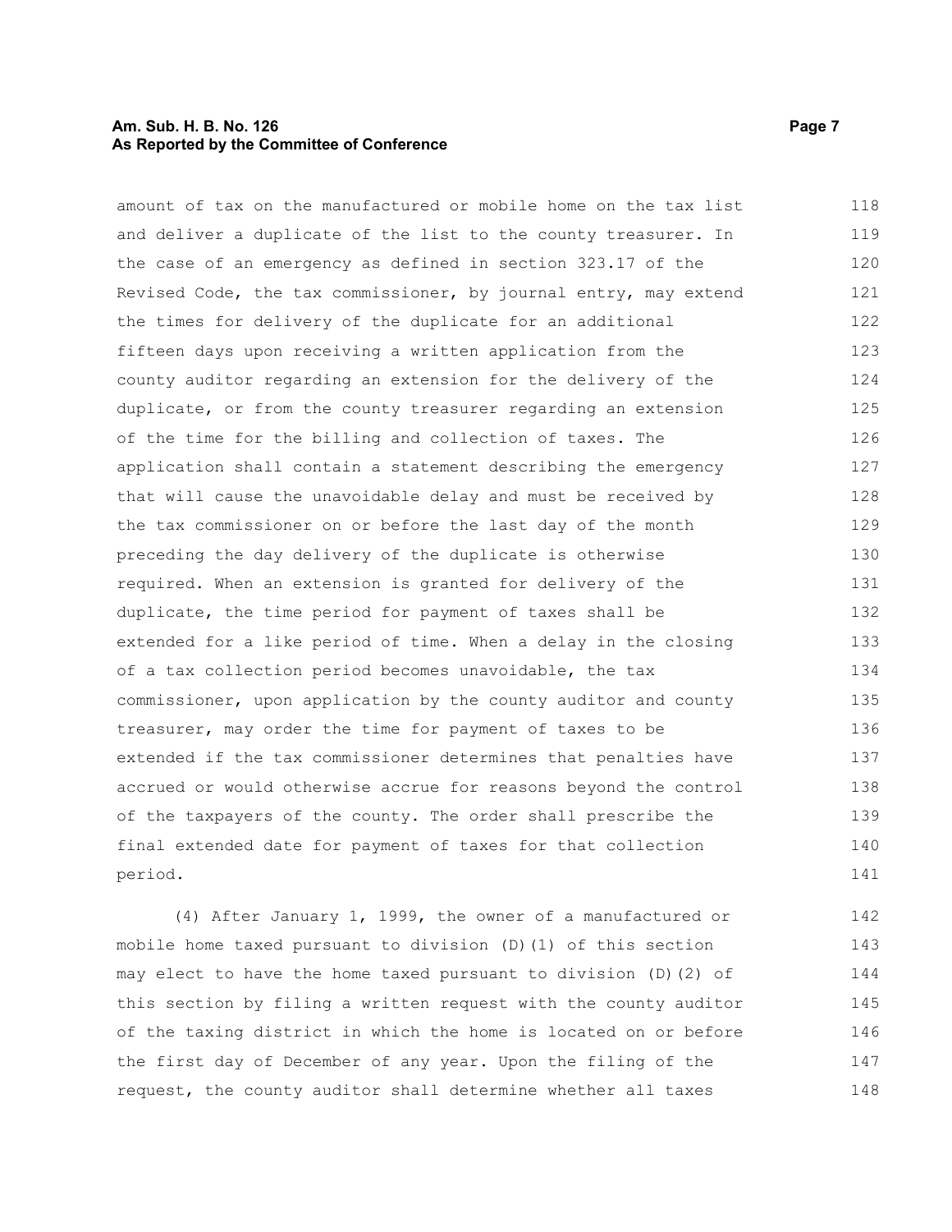amount of tax on the manufactured or mobile home on the tax list and deliver a duplicate of the list to the county treasurer. In the case of an emergency as defined in section 323.17 of the Revised Code, the tax commissioner, by journal entry, may extend the times for delivery of the duplicate for an additional fifteen days upon receiving a written application from the county auditor regarding an extension for the delivery of the duplicate, or from the county treasurer regarding an extension of the time for the billing and collection of taxes. The application shall contain a statement describing the emergency that will cause the unavoidable delay and must be received by the tax commissioner on or before the last day of the month preceding the day delivery of the duplicate is otherwise required. When an extension is granted for delivery of the duplicate, the time period for payment of taxes shall be extended for a like period of time. When a delay in the closing of a tax collection period becomes unavoidable, the tax commissioner, upon application by the county auditor and county treasurer, may order the time for payment of taxes to be extended if the tax commissioner determines that penalties have accrued or would otherwise accrue for reasons beyond the control of the taxpayers of the county. The order shall prescribe the final extended date for payment of taxes for that collection period.

(4) After January 1, 1999, the owner of a manufactured or mobile home taxed pursuant to division (D)(1) of this section may elect to have the home taxed pursuant to division (D)(2) of this section by filing a written request with the county auditor of the taxing district in which the home is located on or before the first day of December of any year. Upon the filing of the request, the county auditor shall determine whether all taxes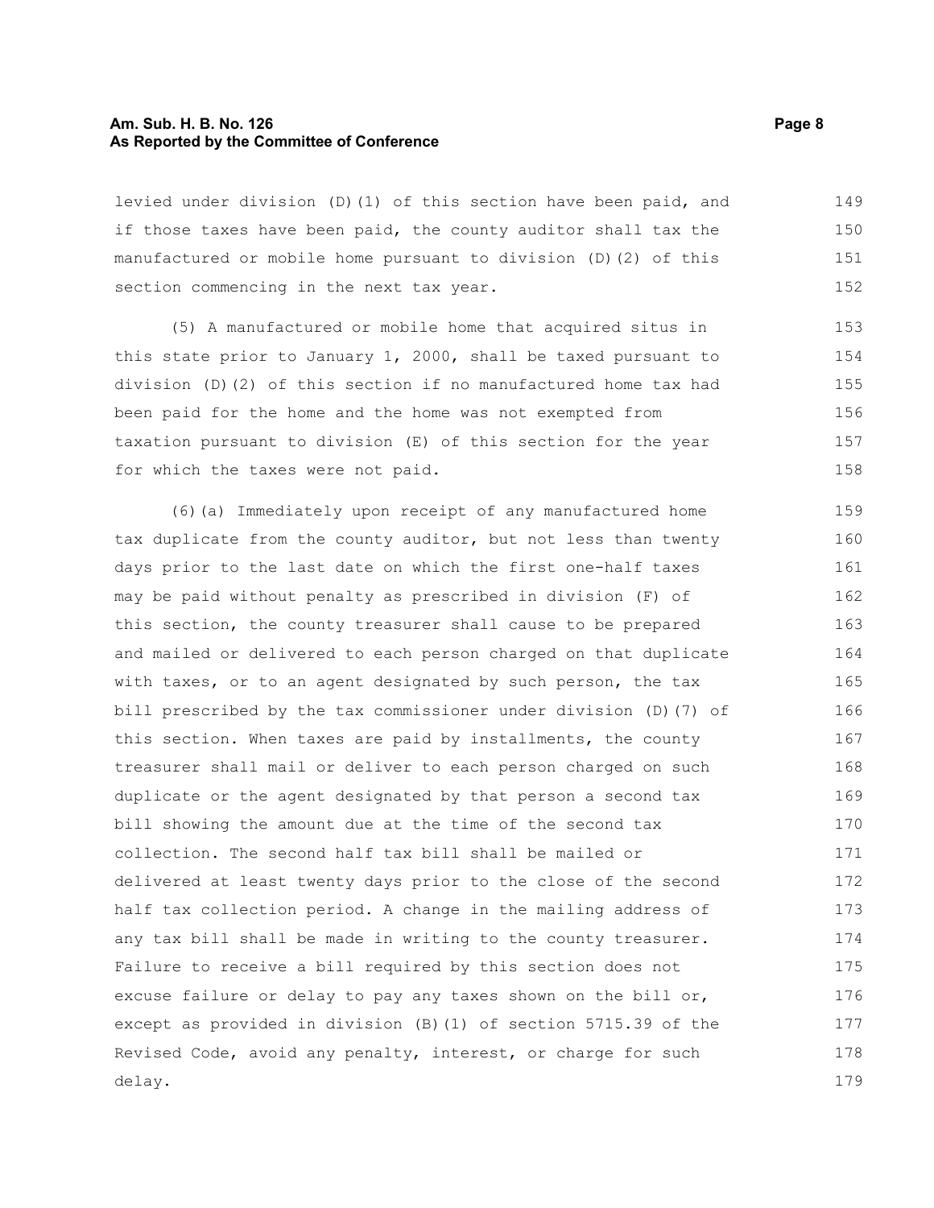levied under division (D)(1) of this section have been paid, and if those taxes have been paid, the county auditor shall tax the manufactured or mobile home pursuant to division (D)(2) of this section commencing in the next tax year.

(5) A manufactured or mobile home that acquired situs in this state prior to January 1, 2000, shall be taxed pursuant to division (D)(2) of this section if no manufactured home tax had been paid for the home and the home was not exempted from taxation pursuant to division (E) of this section for the year for which the taxes were not paid.

(6)(a) Immediately upon receipt of any manufactured home tax duplicate from the county auditor, but not less than twenty days prior to the last date on which the first one-half taxes may be paid without penalty as prescribed in division (F) of this section, the county treasurer shall cause to be prepared and mailed or delivered to each person charged on that duplicate with taxes, or to an agent designated by such person, the tax bill prescribed by the tax commissioner under division (D)(7) of this section. When taxes are paid by installments, the county treasurer shall mail or deliver to each person charged on such duplicate or the agent designated by that person a second tax bill showing the amount due at the time of the second tax collection. The second half tax bill shall be mailed or delivered at least twenty days prior to the close of the second half tax collection period. A change in the mailing address of any tax bill shall be made in writing to the county treasurer. Failure to receive a bill required by this section does not excuse failure or delay to pay any taxes shown on the bill or, except as provided in division (B)(1) of section 5715.39 of the Revised Code, avoid any penalty, interest, or charge for such delay.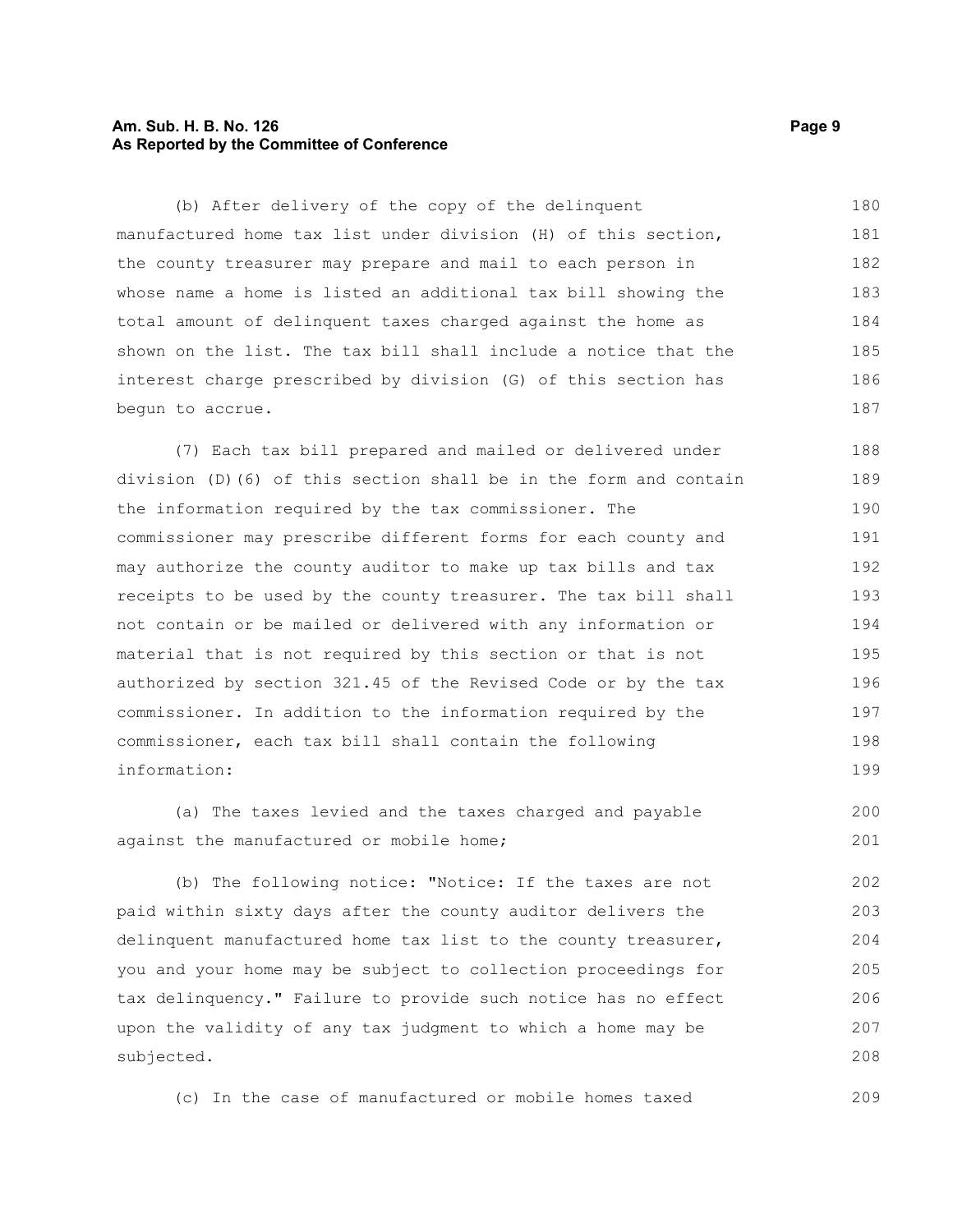(b) After delivery of the copy of the delinquent manufactured home tax list under division (H) of this section, the county treasurer may prepare and mail to each person in whose name a home is listed an additional tax bill showing the total amount of delinquent taxes charged against the home as shown on the list. The tax bill shall include a notice that the interest charge prescribed by division (G) of this section has begun to accrue.

(7) Each tax bill prepared and mailed or delivered under division (D)(6) of this section shall be in the form and contain the information required by the tax commissioner. The commissioner may prescribe different forms for each county and may authorize the county auditor to make up tax bills and tax receipts to be used by the county treasurer. The tax bill shall not contain or be mailed or delivered with any information or material that is not required by this section or that is not authorized by section 321.45 of the Revised Code or by the tax commissioner. In addition to the information required by the commissioner, each tax bill shall contain the following information:

(a) The taxes levied and the taxes charged and payable against the manufactured or mobile home;

(b) The following notice: "Notice: If the taxes are not paid within sixty days after the county auditor delivers the delinquent manufactured home tax list to the county treasurer, you and your home may be subject to collection proceedings for tax delinquency." Failure to provide such notice has no effect upon the validity of any tax judgment to which a home may be subjected.

(c) In the case of manufactured or mobile homes taxed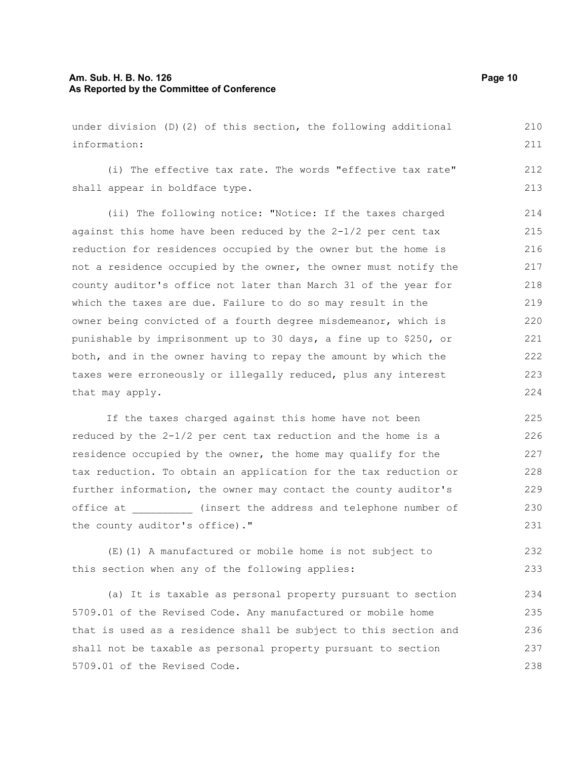under division (D)(2) of this section, the following additional information:

(i) The effective tax rate. The words "effective tax rate" shall appear in boldface type.

(ii) The following notice: "Notice: If the taxes charged against this home have been reduced by the 2-1/2 per cent tax reduction for residences occupied by the owner but the home is not a residence occupied by the owner, the owner must notify the county auditor's office not later than March 31 of the year for which the taxes are due. Failure to do so may result in the owner being convicted of a fourth degree misdemeanor, which is punishable by imprisonment up to 30 days, a fine up to $250, or both, and in the owner having to repay the amount by which the taxes were erroneously or illegally reduced, plus any interest that may apply.

If the taxes charged against this home have not been reduced by the 2-1/2 per cent tax reduction and the home is a residence occupied by the owner, the home may qualify for the tax reduction. To obtain an application for the tax reduction or further information, the owner may contact the county auditor's office at __________ (insert the address and telephone number of the county auditor's office)."

(E)(1) A manufactured or mobile home is not subject to this section when any of the following applies:

(a) It is taxable as personal property pursuant to section 5709.01 of the Revised Code. Any manufactured or mobile home that is used as a residence shall be subject to this section and shall not be taxable as personal property pursuant to section 5709.01 of the Revised Code.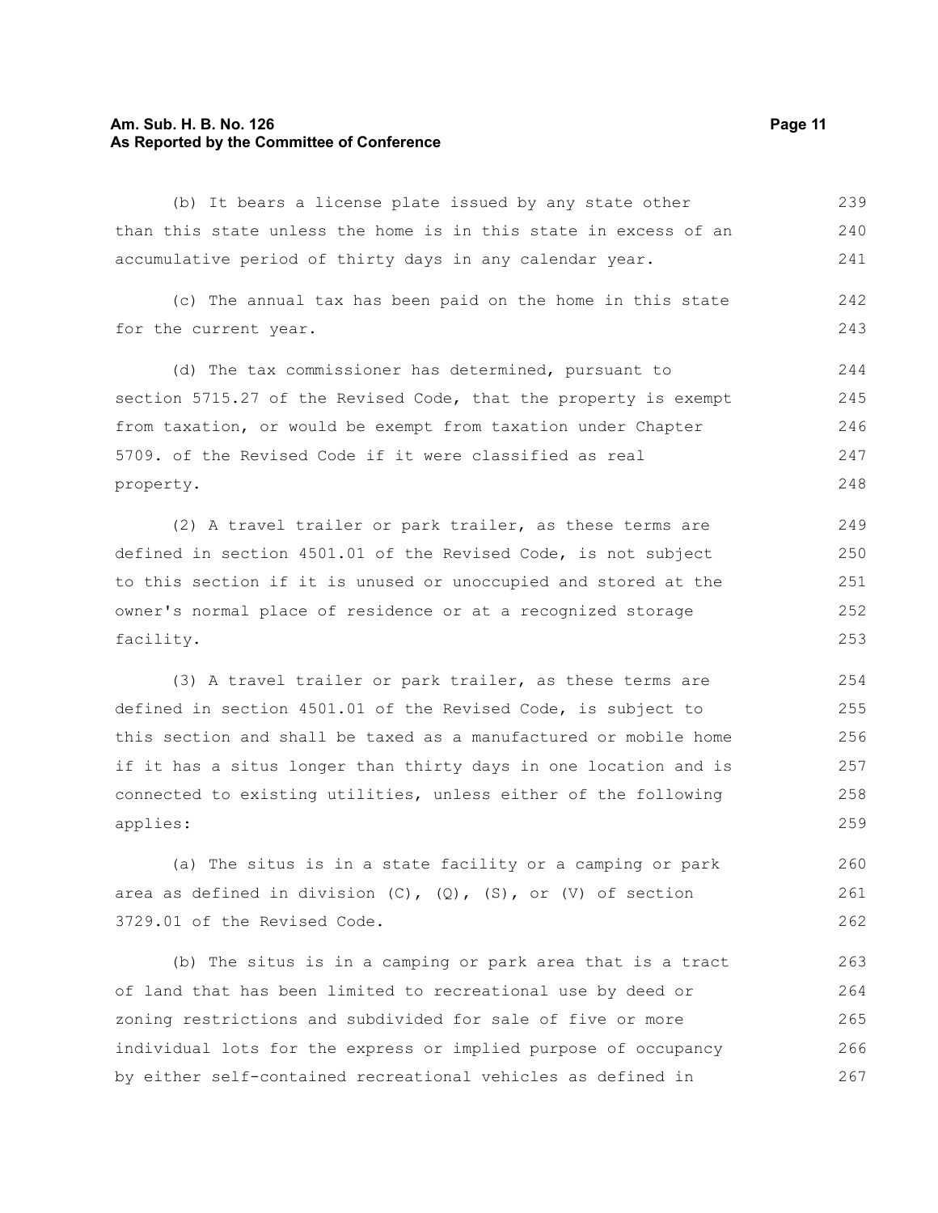(b) It bears a license plate issued by any state other than this state unless the home is in this state in excess of an accumulative period of thirty days in any calendar year.

(c) The annual tax has been paid on the home in this state for the current year.

(d) The tax commissioner has determined, pursuant to section 5715.27 of the Revised Code, that the property is exempt from taxation, or would be exempt from taxation under Chapter 5709. of the Revised Code if it were classified as real property.

(2) A travel trailer or park trailer, as these terms are defined in section 4501.01 of the Revised Code, is not subject to this section if it is unused or unoccupied and stored at the owner's normal place of residence or at a recognized storage facility.

(3) A travel trailer or park trailer, as these terms are defined in section 4501.01 of the Revised Code, is subject to this section and shall be taxed as a manufactured or mobile home if it has a situs longer than thirty days in one location and is connected to existing utilities, unless either of the following applies:

(a) The situs is in a state facility or a camping or park area as defined in division (C), (Q), (S), or (V) of section 3729.01 of the Revised Code.

(b) The situs is in a camping or park area that is a tract of land that has been limited to recreational use by deed or zoning restrictions and subdivided for sale of five or more individual lots for the express or implied purpose of occupancy by either self-contained recreational vehicles as defined in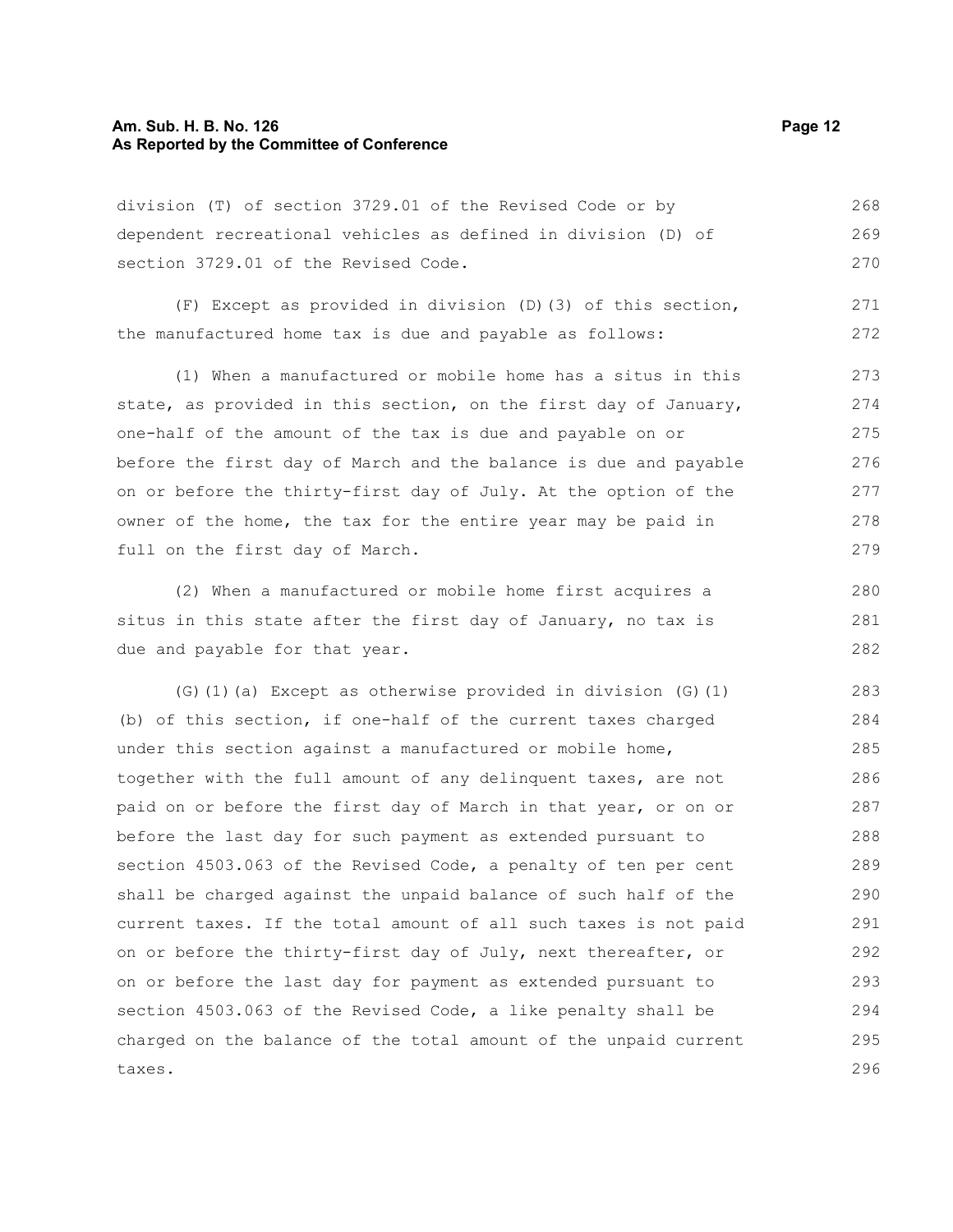division (T) of section 3729.01 of the Revised Code or by dependent recreational vehicles as defined in division (D) of section 3729.01 of the Revised Code.

(F) Except as provided in division (D)(3) of this section, the manufactured home tax is due and payable as follows:

(1) When a manufactured or mobile home has a situs in this state, as provided in this section, on the first day of January, one-half of the amount of the tax is due and payable on or before the first day of March and the balance is due and payable on or before the thirty-first day of July. At the option of the owner of the home, the tax for the entire year may be paid in full on the first day of March.

(2) When a manufactured or mobile home first acquires a situs in this state after the first day of January, no tax is due and payable for that year.

(G)(1)(a) Except as otherwise provided in division (G)(1)(b) of this section, if one-half of the current taxes charged under this section against a manufactured or mobile home, together with the full amount of any delinquent taxes, are not paid on or before the first day of March in that year, or on or before the last day for such payment as extended pursuant to section 4503.063 of the Revised Code, a penalty of ten per cent shall be charged against the unpaid balance of such half of the current taxes. If the total amount of all such taxes is not paid on or before the thirty-first day of July, next thereafter, or on or before the last day for payment as extended pursuant to section 4503.063 of the Revised Code, a like penalty shall be charged on the balance of the total amount of the unpaid current taxes.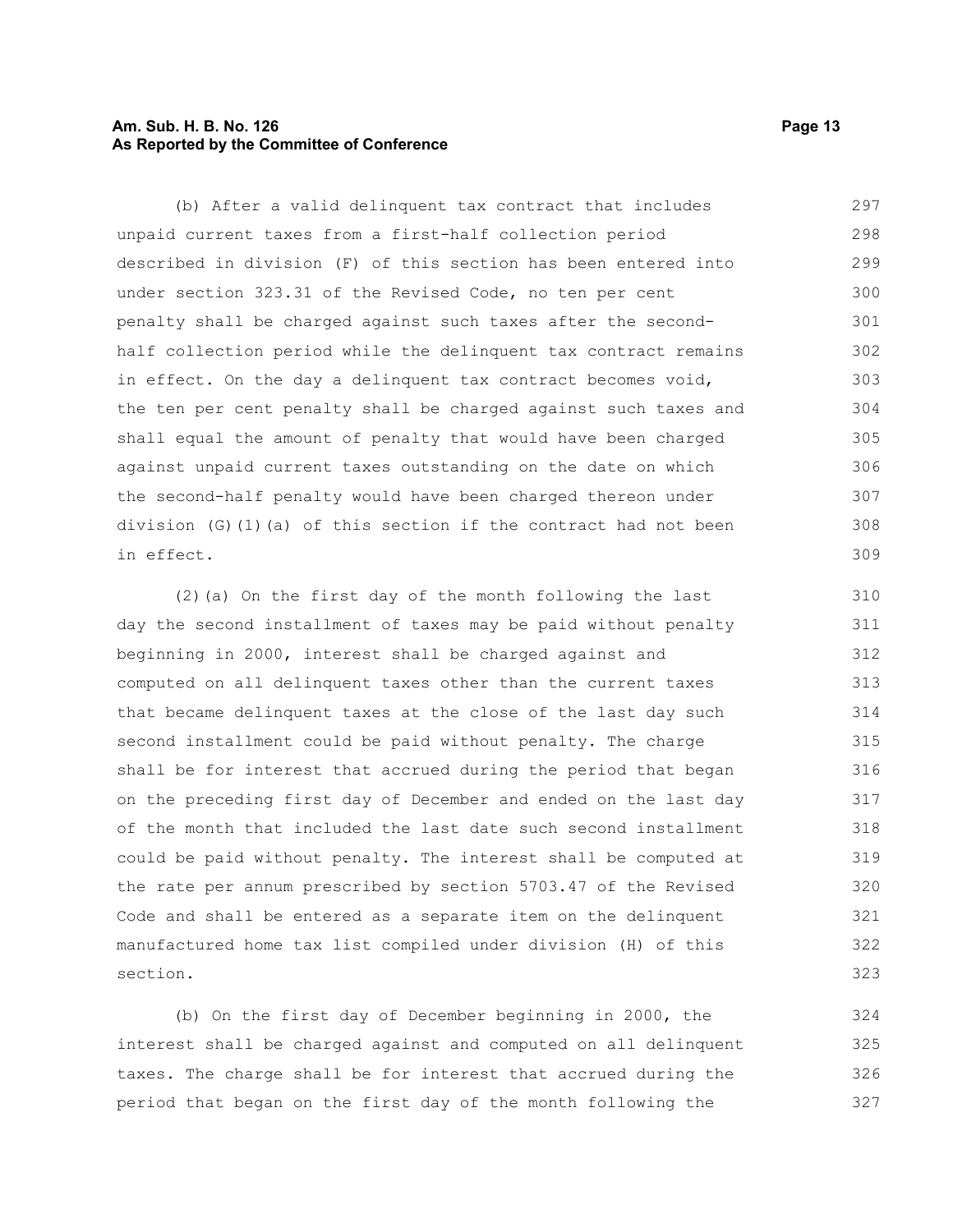(b) After a valid delinquent tax contract that includes unpaid current taxes from a first-half collection period described in division (F) of this section has been entered into under section 323.31 of the Revised Code, no ten per cent penalty shall be charged against such taxes after the second-half collection period while the delinquent tax contract remains in effect. On the day a delinquent tax contract becomes void, the ten per cent penalty shall be charged against such taxes and shall equal the amount of penalty that would have been charged against unpaid current taxes outstanding on the date on which the second-half penalty would have been charged thereon under division (G)(1)(a) of this section if the contract had not been in effect.

(2)(a) On the first day of the month following the last day the second installment of taxes may be paid without penalty beginning in 2000, interest shall be charged against and computed on all delinquent taxes other than the current taxes that became delinquent taxes at the close of the last day such second installment could be paid without penalty. The charge shall be for interest that accrued during the period that began on the preceding first day of December and ended on the last day of the month that included the last date such second installment could be paid without penalty. The interest shall be computed at the rate per annum prescribed by section 5703.47 of the Revised Code and shall be entered as a separate item on the delinquent manufactured home tax list compiled under division (H) of this section.

(b) On the first day of December beginning in 2000, the interest shall be charged against and computed on all delinquent taxes. The charge shall be for interest that accrued during the period that began on the first day of the month following the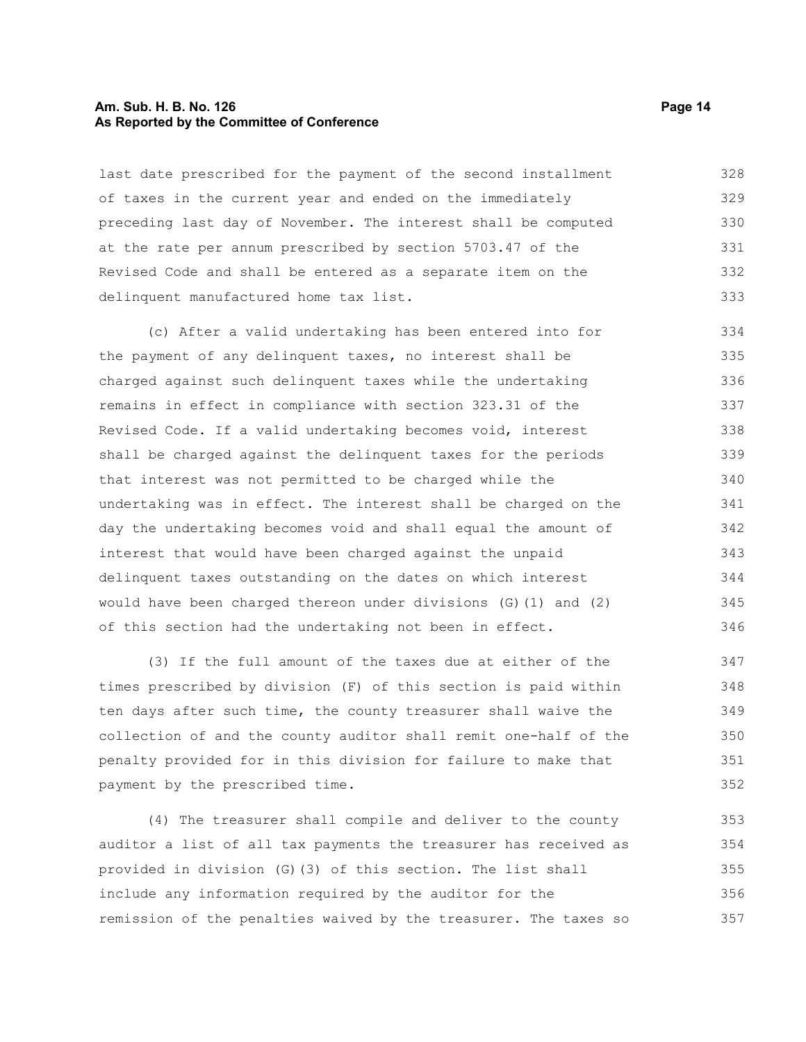last date prescribed for the payment of the second installment of taxes in the current year and ended on the immediately preceding last day of November. The interest shall be computed at the rate per annum prescribed by section 5703.47 of the Revised Code and shall be entered as a separate item on the delinquent manufactured home tax list.

(c) After a valid undertaking has been entered into for the payment of any delinquent taxes, no interest shall be charged against such delinquent taxes while the undertaking remains in effect in compliance with section 323.31 of the Revised Code. If a valid undertaking becomes void, interest shall be charged against the delinquent taxes for the periods that interest was not permitted to be charged while the undertaking was in effect. The interest shall be charged on the day the undertaking becomes void and shall equal the amount of interest that would have been charged against the unpaid delinquent taxes outstanding on the dates on which interest would have been charged thereon under divisions (G)(1) and (2) of this section had the undertaking not been in effect.

(3) If the full amount of the taxes due at either of the times prescribed by division (F) of this section is paid within ten days after such time, the county treasurer shall waive the collection of and the county auditor shall remit one-half of the penalty provided for in this division for failure to make that payment by the prescribed time.

(4) The treasurer shall compile and deliver to the county auditor a list of all tax payments the treasurer has received as provided in division (G)(3) of this section. The list shall include any information required by the auditor for the remission of the penalties waived by the treasurer. The taxes so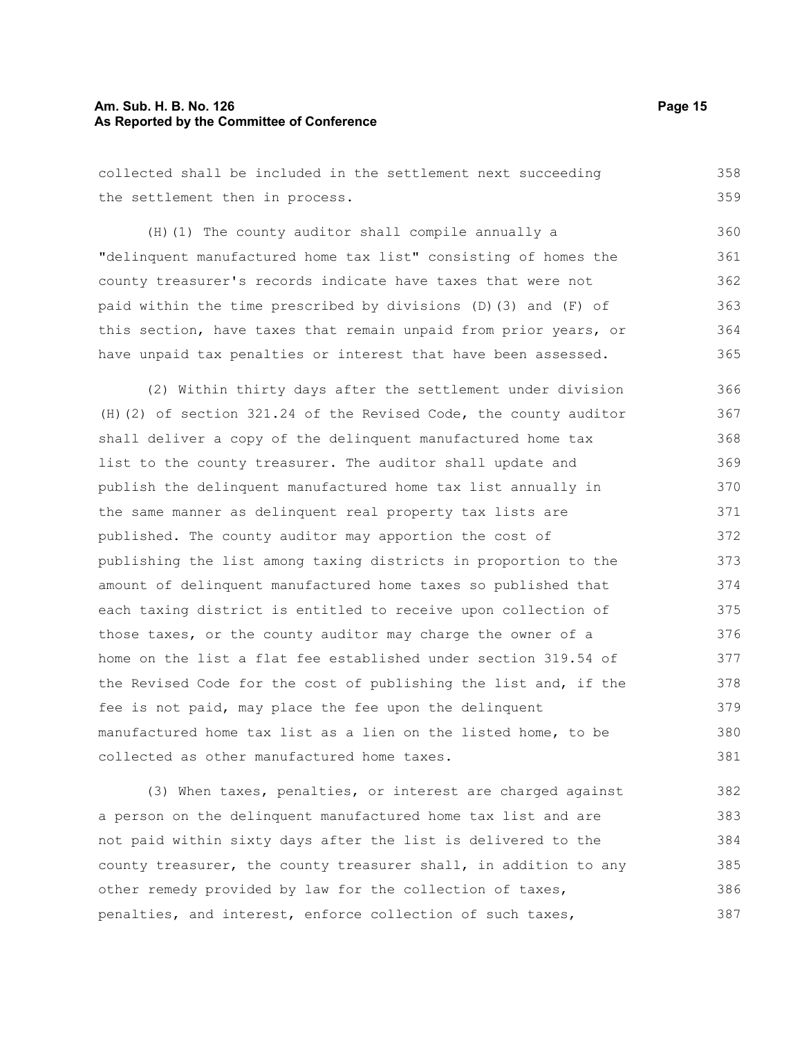collected shall be included in the settlement next succeeding the settlement then in process.

(H)(1) The county auditor shall compile annually a "delinquent manufactured home tax list" consisting of homes the county treasurer's records indicate have taxes that were not paid within the time prescribed by divisions (D)(3) and (F) of this section, have taxes that remain unpaid from prior years, or have unpaid tax penalties or interest that have been assessed.

(2) Within thirty days after the settlement under division (H)(2) of section 321.24 of the Revised Code, the county auditor shall deliver a copy of the delinquent manufactured home tax list to the county treasurer. The auditor shall update and publish the delinquent manufactured home tax list annually in the same manner as delinquent real property tax lists are published. The county auditor may apportion the cost of publishing the list among taxing districts in proportion to the amount of delinquent manufactured home taxes so published that each taxing district is entitled to receive upon collection of those taxes, or the county auditor may charge the owner of a home on the list a flat fee established under section 319.54 of the Revised Code for the cost of publishing the list and, if the fee is not paid, may place the fee upon the delinquent manufactured home tax list as a lien on the listed home, to be collected as other manufactured home taxes.

(3) When taxes, penalties, or interest are charged against a person on the delinquent manufactured home tax list and are not paid within sixty days after the list is delivered to the county treasurer, the county treasurer shall, in addition to any other remedy provided by law for the collection of taxes, penalties, and interest, enforce collection of such taxes,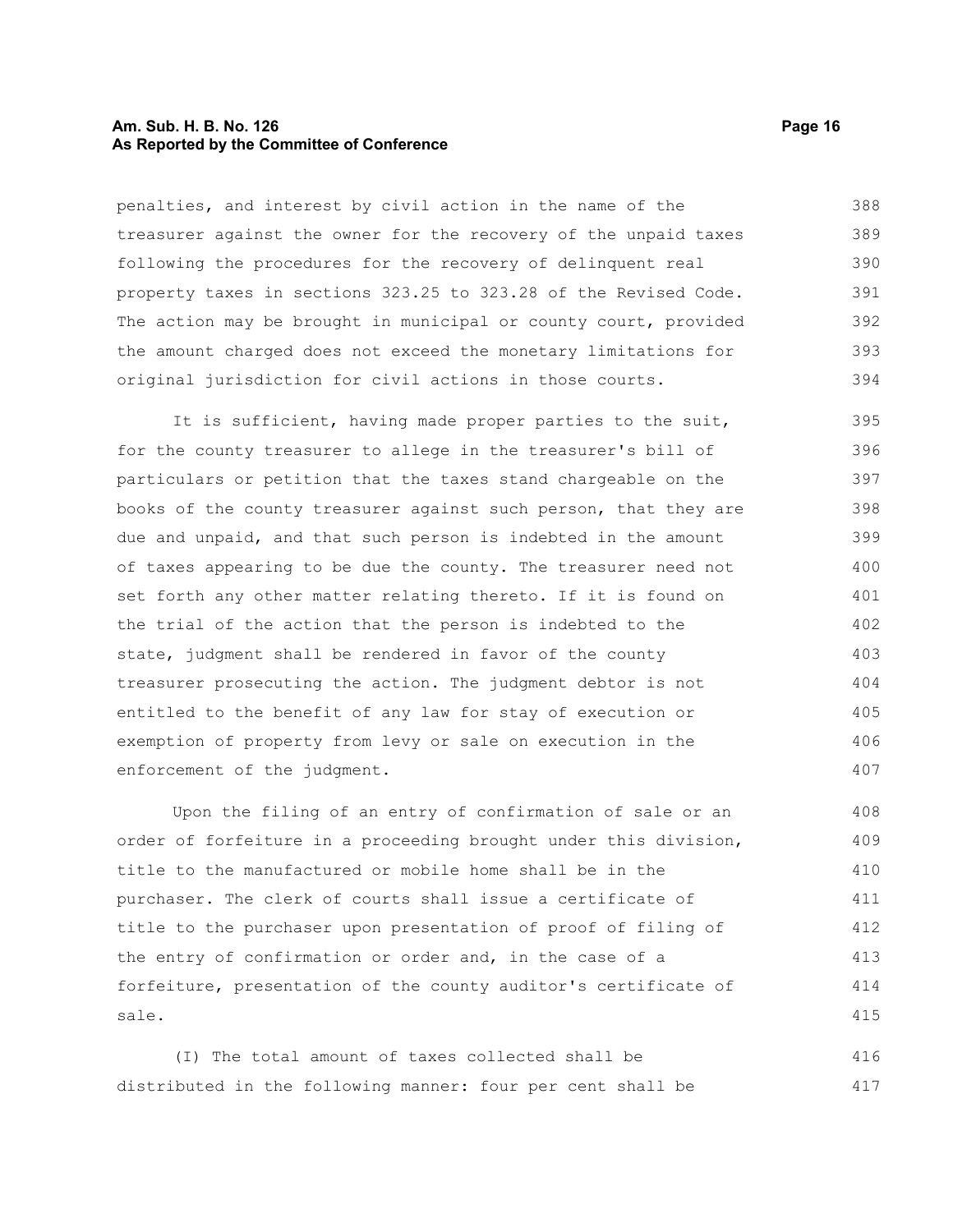penalties, and interest by civil action in the name of the treasurer against the owner for the recovery of the unpaid taxes following the procedures for the recovery of delinquent real property taxes in sections 323.25 to 323.28 of the Revised Code. The action may be brought in municipal or county court, provided the amount charged does not exceed the monetary limitations for original jurisdiction for civil actions in those courts.

It is sufficient, having made proper parties to the suit, for the county treasurer to allege in the treasurer's bill of particulars or petition that the taxes stand chargeable on the books of the county treasurer against such person, that they are due and unpaid, and that such person is indebted in the amount of taxes appearing to be due the county. The treasurer need not set forth any other matter relating thereto. If it is found on the trial of the action that the person is indebted to the state, judgment shall be rendered in favor of the county treasurer prosecuting the action. The judgment debtor is not entitled to the benefit of any law for stay of execution or exemption of property from levy or sale on execution in the enforcement of the judgment.

Upon the filing of an entry of confirmation of sale or an order of forfeiture in a proceeding brought under this division, title to the manufactured or mobile home shall be in the purchaser. The clerk of courts shall issue a certificate of title to the purchaser upon presentation of proof of filing of the entry of confirmation or order and, in the case of a forfeiture, presentation of the county auditor's certificate of sale.

(I) The total amount of taxes collected shall be distributed in the following manner: four per cent shall be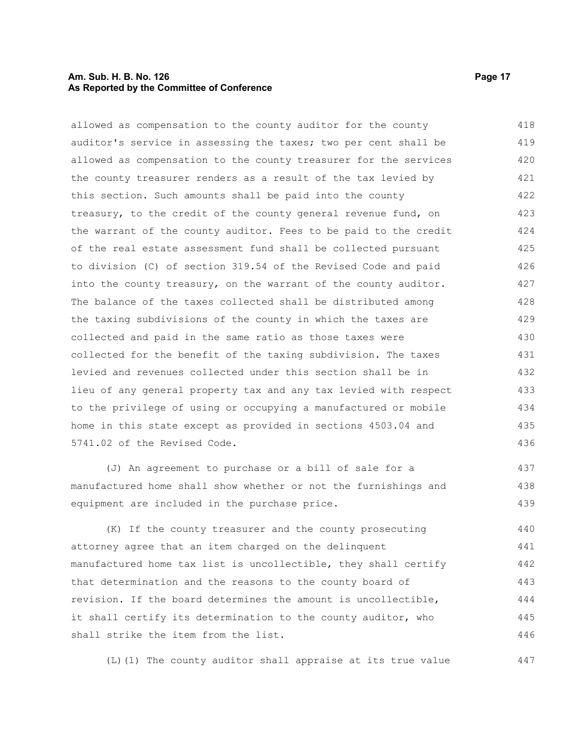allowed as compensation to the county auditor for the county auditor's service in assessing the taxes; two per cent shall be allowed as compensation to the county treasurer for the services the county treasurer renders as a result of the tax levied by this section. Such amounts shall be paid into the county treasury, to the credit of the county general revenue fund, on the warrant of the county auditor. Fees to be paid to the credit of the real estate assessment fund shall be collected pursuant to division (C) of section 319.54 of the Revised Code and paid into the county treasury, on the warrant of the county auditor. The balance of the taxes collected shall be distributed among the taxing subdivisions of the county in which the taxes are collected and paid in the same ratio as those taxes were collected for the benefit of the taxing subdivision. The taxes levied and revenues collected under this section shall be in lieu of any general property tax and any tax levied with respect to the privilege of using or occupying a manufactured or mobile home in this state except as provided in sections 4503.04 and 5741.02 of the Revised Code.

(J) An agreement to purchase or a bill of sale for a manufactured home shall show whether or not the furnishings and equipment are included in the purchase price.

(K) If the county treasurer and the county prosecuting attorney agree that an item charged on the delinquent manufactured home tax list is uncollectible, they shall certify that determination and the reasons to the county board of revision. If the board determines the amount is uncollectible, it shall certify its determination to the county auditor, who shall strike the item from the list.

(L)(1) The county auditor shall appraise at its true value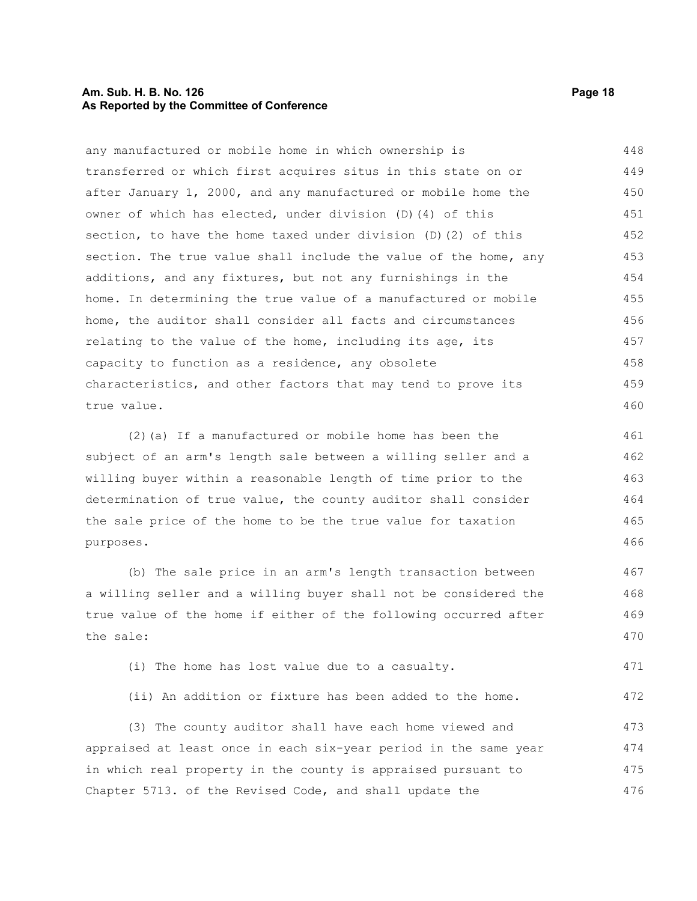any manufactured or mobile home in which ownership is transferred or which first acquires situs in this state on or after January 1, 2000, and any manufactured or mobile home the owner of which has elected, under division (D)(4) of this section, to have the home taxed under division (D)(2) of this section. The true value shall include the value of the home, any additions, and any fixtures, but not any furnishings in the home. In determining the true value of a manufactured or mobile home, the auditor shall consider all facts and circumstances relating to the value of the home, including its age, its capacity to function as a residence, any obsolete characteristics, and other factors that may tend to prove its true value.

(2)(a) If a manufactured or mobile home has been the subject of an arm's length sale between a willing seller and a willing buyer within a reasonable length of time prior to the determination of true value, the county auditor shall consider the sale price of the home to be the true value for taxation purposes.

(b) The sale price in an arm's length transaction between a willing seller and a willing buyer shall not be considered the true value of the home if either of the following occurred after the sale:

(i) The home has lost value due to a casualty.

(ii) An addition or fixture has been added to the home.

(3) The county auditor shall have each home viewed and appraised at least once in each six-year period in the same year in which real property in the county is appraised pursuant to Chapter 5713. of the Revised Code, and shall update the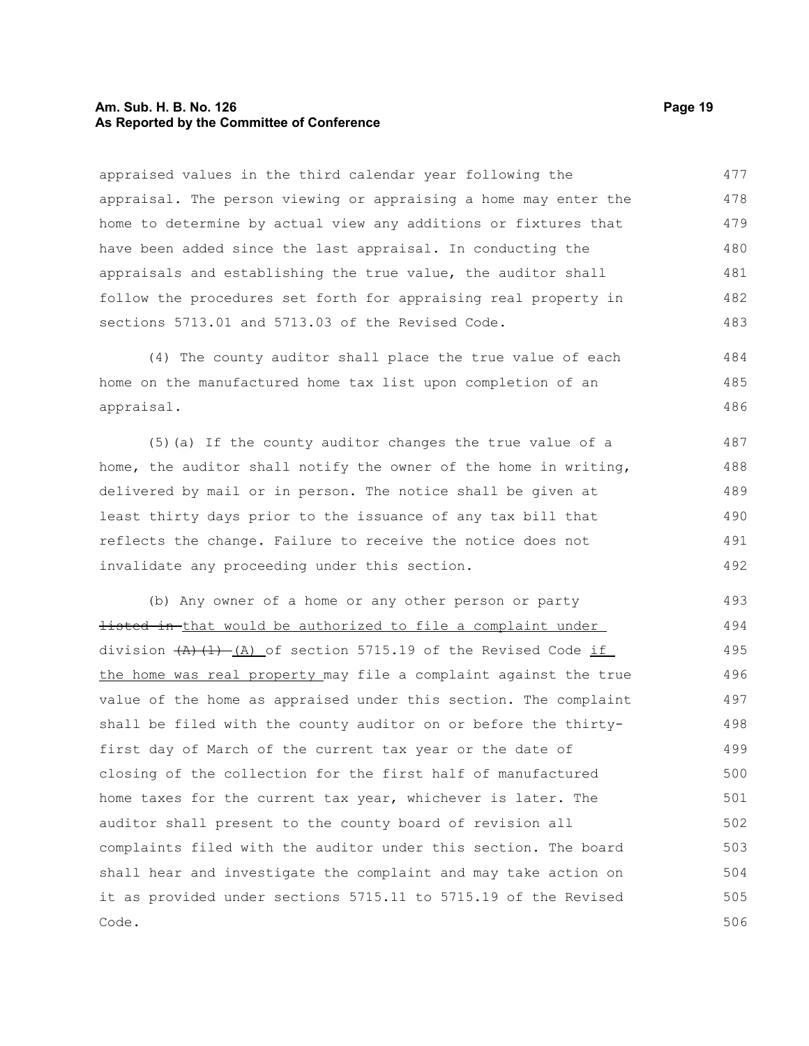appraised values in the third calendar year following the appraisal. The person viewing or appraising a home may enter the home to determine by actual view any additions or fixtures that have been added since the last appraisal. In conducting the appraisals and establishing the true value, the auditor shall follow the procedures set forth for appraising real property in sections 5713.01 and 5713.03 of the Revised Code.

(4) The county auditor shall place the true value of each home on the manufactured home tax list upon completion of an appraisal.

(5)(a) If the county auditor changes the true value of a home, the auditor shall notify the owner of the home in writing, delivered by mail or in person. The notice shall be given at least thirty days prior to the issuance of any tax bill that reflects the change. Failure to receive the notice does not invalidate any proceeding under this section.

(b) Any owner of a home or any other person or party ~~listed in~~ that would be authorized to file a complaint under division ~~(A)(1)~~ (A) of section 5715.19 of the Revised Code if the home was real property may file a complaint against the true value of the home as appraised under this section. The complaint shall be filed with the county auditor on or before the thirty-first day of March of the current tax year or the date of closing of the collection for the first half of manufactured home taxes for the current tax year, whichever is later. The auditor shall present to the county board of revision all complaints filed with the auditor under this section. The board shall hear and investigate the complaint and may take action on it as provided under sections 5715.11 to 5715.19 of the Revised Code.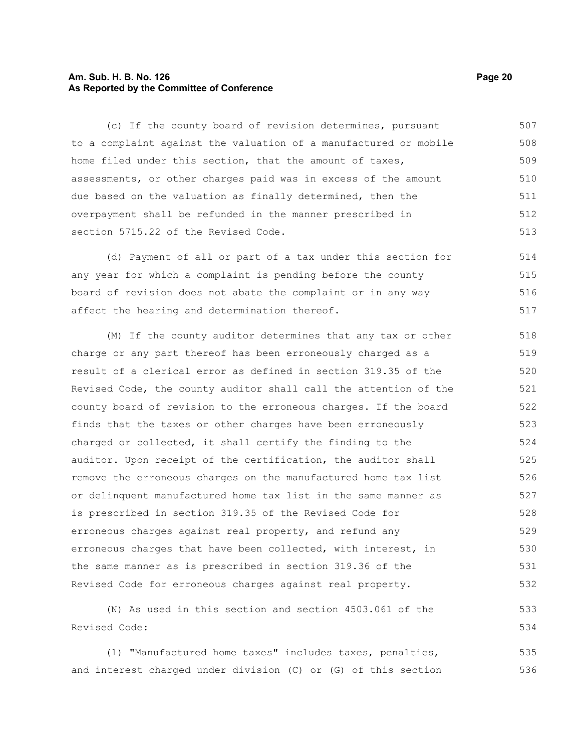(c) If the county board of revision determines, pursuant to a complaint against the valuation of a manufactured or mobile home filed under this section, that the amount of taxes, assessments, or other charges paid was in excess of the amount due based on the valuation as finally determined, then the overpayment shall be refunded in the manner prescribed in section 5715.22 of the Revised Code.

(d) Payment of all or part of a tax under this section for any year for which a complaint is pending before the county board of revision does not abate the complaint or in any way affect the hearing and determination thereof.

(M) If the county auditor determines that any tax or other charge or any part thereof has been erroneously charged as a result of a clerical error as defined in section 319.35 of the Revised Code, the county auditor shall call the attention of the county board of revision to the erroneous charges. If the board finds that the taxes or other charges have been erroneously charged or collected, it shall certify the finding to the auditor. Upon receipt of the certification, the auditor shall remove the erroneous charges on the manufactured home tax list or delinquent manufactured home tax list in the same manner as is prescribed in section 319.35 of the Revised Code for erroneous charges against real property, and refund any erroneous charges that have been collected, with interest, in the same manner as is prescribed in section 319.36 of the Revised Code for erroneous charges against real property.

(N) As used in this section and section 4503.061 of the Revised Code:

(1) "Manufactured home taxes" includes taxes, penalties, and interest charged under division (C) or (G) of this section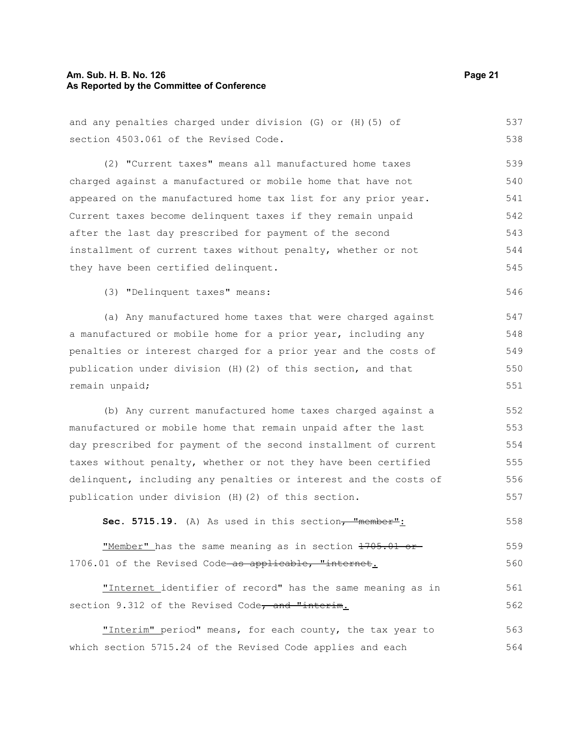and any penalties charged under division (G) or (H)(5) of section 4503.061 of the Revised Code.

(2) "Current taxes" means all manufactured home taxes charged against a manufactured or mobile home that have not appeared on the manufactured home tax list for any prior year. Current taxes become delinquent taxes if they remain unpaid after the last day prescribed for payment of the second installment of current taxes without penalty, whether or not they have been certified delinquent.

(3) "Delinquent taxes" means:

(a) Any manufactured home taxes that were charged against a manufactured or mobile home for a prior year, including any penalties or interest charged for a prior year and the costs of publication under division (H)(2) of this section, and that remain unpaid;

(b) Any current manufactured home taxes charged against a manufactured or mobile home that remain unpaid after the last day prescribed for payment of the second installment of current taxes without penalty, whether or not they have been certified delinquent, including any penalties or interest and the costs of publication under division (H)(2) of this section.

**Sec. 5715.19.** (A) As used in this section~~, "member"~~:

"Member" has the same meaning as in section ~~1705.01 or~~ 1706.01 of the Revised Code~~ as applicable, "internet~~.

"Internet identifier of record" has the same meaning as in section 9.312 of the Revised Code~~, and "interim~~.

"Interim" period" means, for each county, the tax year to which section 5715.24 of the Revised Code applies and each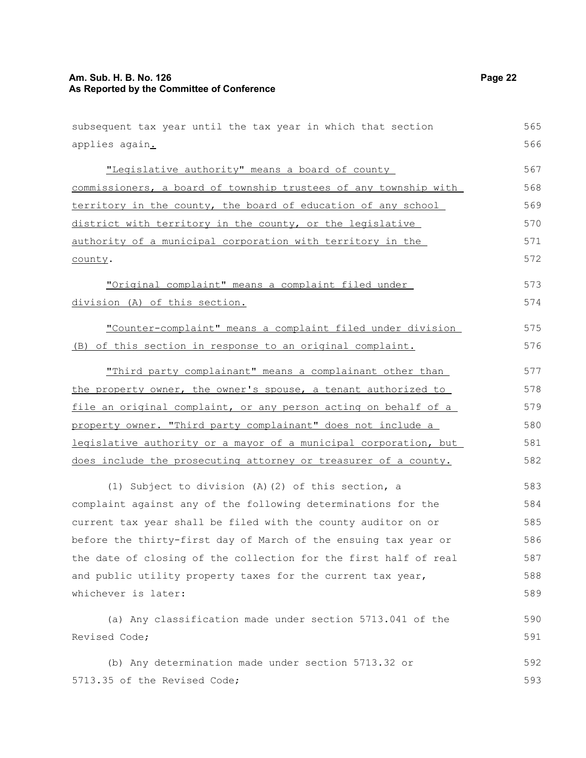subsequent tax year until the tax year in which that section applies again.

"Legislative authority" means a board of county commissioners, a board of township trustees of any township with territory in the county, the board of education of any school district with territory in the county, or the legislative authority of a municipal corporation with territory in the county.

"Original complaint" means a complaint filed under division (A) of this section.

"Counter-complaint" means a complaint filed under division (B) of this section in response to an original complaint.

"Third party complainant" means a complainant other than the property owner, the owner's spouse, a tenant authorized to file an original complaint, or any person acting on behalf of a property owner. "Third party complainant" does not include a legislative authority or a mayor of a municipal corporation, but does include the prosecuting attorney or treasurer of a county.

(1) Subject to division (A)(2) of this section, a complaint against any of the following determinations for the current tax year shall be filed with the county auditor on or before the thirty-first day of March of the ensuing tax year or the date of closing of the collection for the first half of real and public utility property taxes for the current tax year, whichever is later:

(a) Any classification made under section 5713.041 of the Revised Code;

(b) Any determination made under section 5713.32 or 5713.35 of the Revised Code;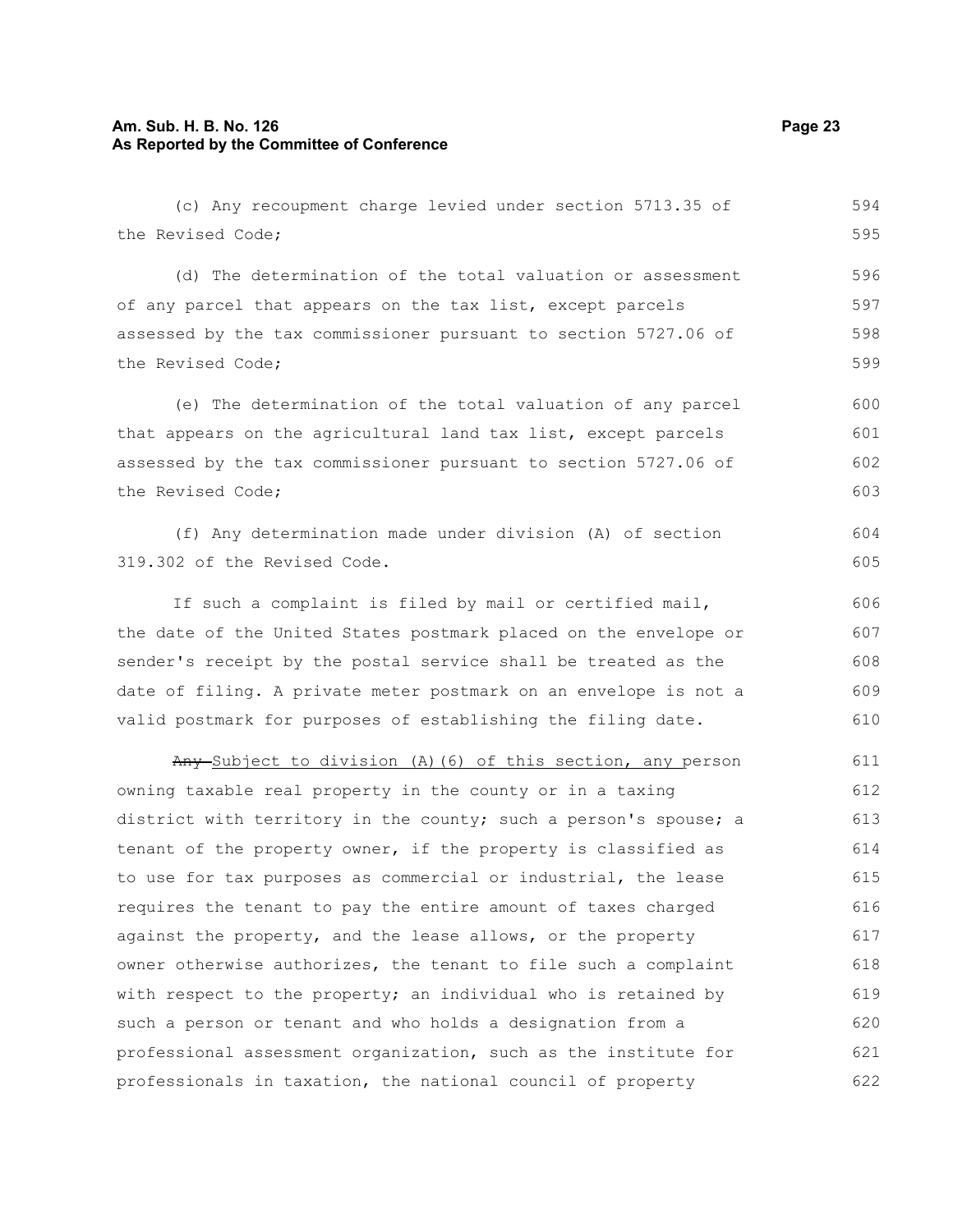(c) Any recoupment charge levied under section 5713.35 of the Revised Code;

(d) The determination of the total valuation or assessment of any parcel that appears on the tax list, except parcels assessed by the tax commissioner pursuant to section 5727.06 of the Revised Code;

(e) The determination of the total valuation of any parcel that appears on the agricultural land tax list, except parcels assessed by the tax commissioner pursuant to section 5727.06 of the Revised Code;

(f) Any determination made under division (A) of section 319.302 of the Revised Code.

If such a complaint is filed by mail or certified mail, the date of the United States postmark placed on the envelope or sender's receipt by the postal service shall be treated as the date of filing. A private meter postmark on an envelope is not a valid postmark for purposes of establishing the filing date.

~~Any~~ Subject to division (A)(6) of this section, any person owning taxable real property in the county or in a taxing district with territory in the county; such a person's spouse; a tenant of the property owner, if the property is classified as to use for tax purposes as commercial or industrial, the lease requires the tenant to pay the entire amount of taxes charged against the property, and the lease allows, or the property owner otherwise authorizes, the tenant to file such a complaint with respect to the property; an individual who is retained by such a person or tenant and who holds a designation from a professional assessment organization, such as the institute for professionals in taxation, the national council of property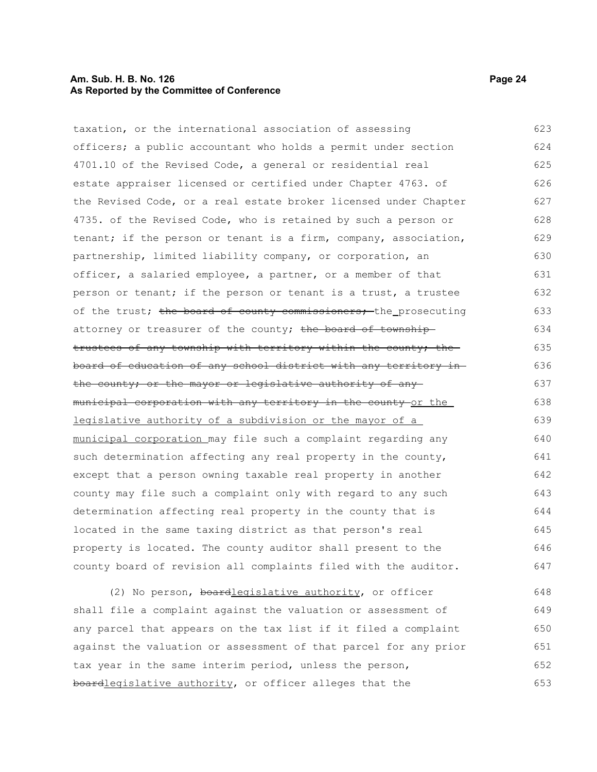taxation, or the international association of assessing officers; a public accountant who holds a permit under section 4701.10 of the Revised Code, a general or residential real estate appraiser licensed or certified under Chapter 4763. of the Revised Code, or a real estate broker licensed under Chapter 4735. of the Revised Code, who is retained by such a person or tenant; if the person or tenant is a firm, company, association, partnership, limited liability company, or corporation, an officer, a salaried employee, a partner, or a member of that person or tenant; if the person or tenant is a trust, a trustee of the trust; ~~the board of county commissioners;~~ the prosecuting attorney or treasurer of the county; ~~the board of township trustees of any township with territory within the county; the board of education of any school district with any territory in the county; or the mayor or legislative authority of any municipal corporation with any territory in the county~~ or the legislative authority of a subdivision or the mayor of a municipal corporation may file such a complaint regarding any such determination affecting any real property in the county, except that a person owning taxable real property in another county may file such a complaint only with regard to any such determination affecting real property in the county that is located in the same taxing district as that person's real property is located. The county auditor shall present to the county board of revision all complaints filed with the auditor.

(2) No person, ~~board~~legislative authority, or officer shall file a complaint against the valuation or assessment of any parcel that appears on the tax list if it filed a complaint against the valuation or assessment of that parcel for any prior tax year in the same interim period, unless the person, ~~board~~legislative authority, or officer alleges that the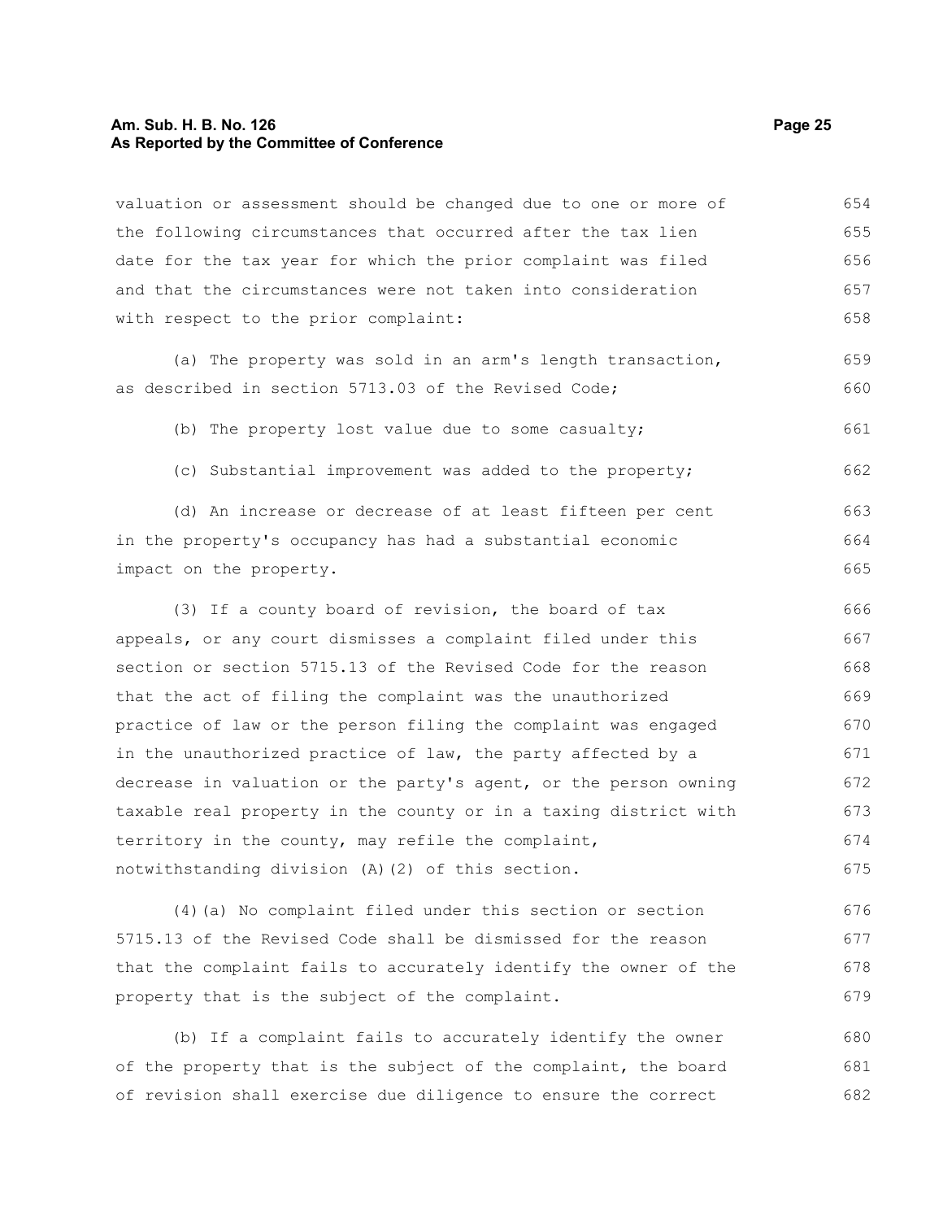valuation or assessment should be changed due to one or more of the following circumstances that occurred after the tax lien date for the tax year for which the prior complaint was filed and that the circumstances were not taken into consideration with respect to the prior complaint:

(a) The property was sold in an arm's length transaction, as described in section 5713.03 of the Revised Code;

(b) The property lost value due to some casualty;

(c) Substantial improvement was added to the property;

(d) An increase or decrease of at least fifteen per cent in the property's occupancy has had a substantial economic impact on the property.

(3) If a county board of revision, the board of tax appeals, or any court dismisses a complaint filed under this section or section 5715.13 of the Revised Code for the reason that the act of filing the complaint was the unauthorized practice of law or the person filing the complaint was engaged in the unauthorized practice of law, the party affected by a decrease in valuation or the party's agent, or the person owning taxable real property in the county or in a taxing district with territory in the county, may refile the complaint, notwithstanding division (A)(2) of this section.

(4)(a) No complaint filed under this section or section 5715.13 of the Revised Code shall be dismissed for the reason that the complaint fails to accurately identify the owner of the property that is the subject of the complaint.

(b) If a complaint fails to accurately identify the owner of the property that is the subject of the complaint, the board of revision shall exercise due diligence to ensure the correct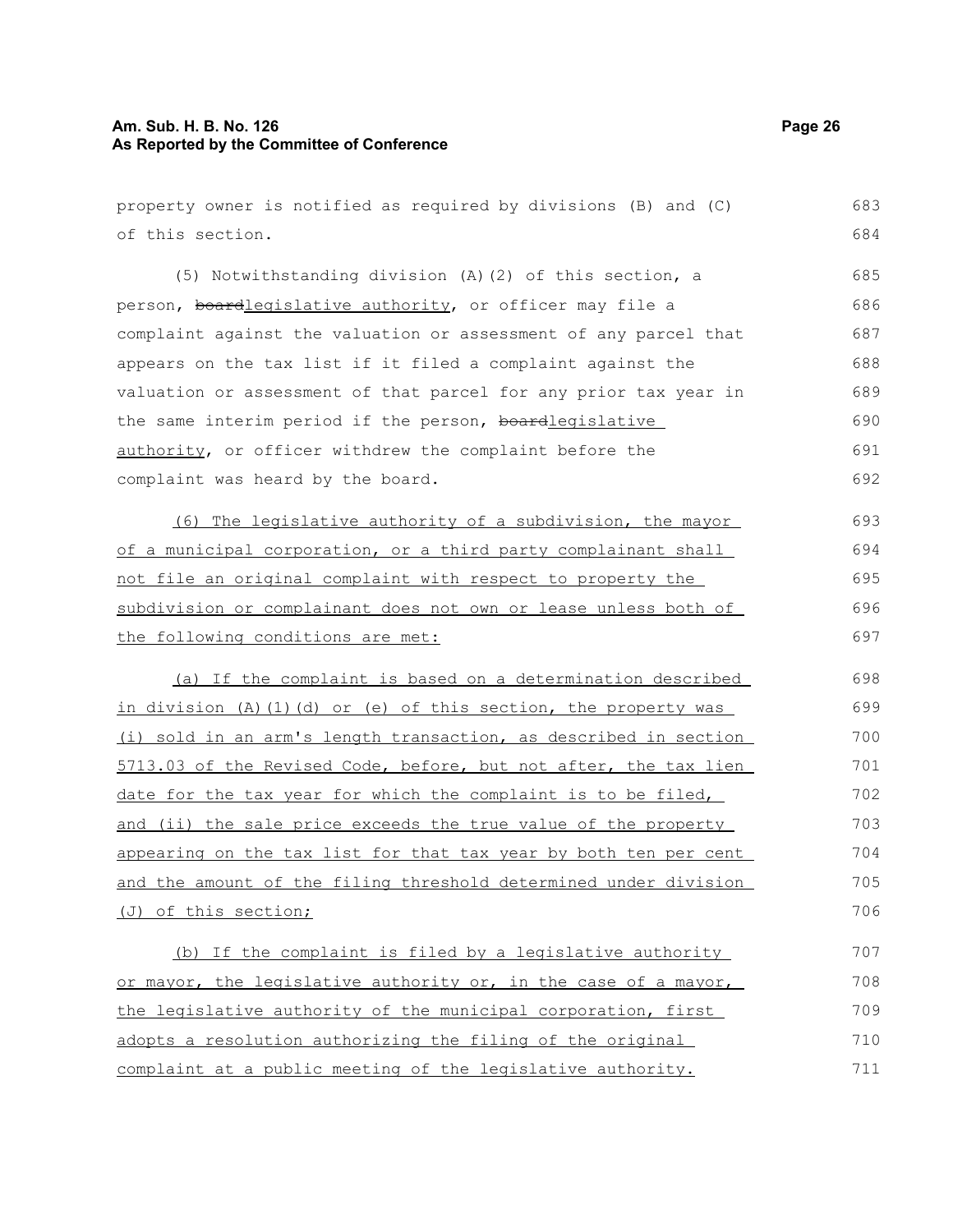property owner is notified as required by divisions (B) and (C) of this section.

(5) Notwithstanding division (A)(2) of this section, a person, ~~board~~legislative authority, or officer may file a complaint against the valuation or assessment of any parcel that appears on the tax list if it filed a complaint against the valuation or assessment of that parcel for any prior tax year in the same interim period if the person, ~~board~~legislative authority, or officer withdrew the complaint before the complaint was heard by the board.

(6) The legislative authority of a subdivision, the mayor of a municipal corporation, or a third party complainant shall not file an original complaint with respect to property the subdivision or complainant does not own or lease unless both of the following conditions are met:

(a) If the complaint is based on a determination described in division (A)(1)(d) or (e) of this section, the property was (i) sold in an arm's length transaction, as described in section 5713.03 of the Revised Code, before, but not after, the tax lien date for the tax year for which the complaint is to be filed, and (ii) the sale price exceeds the true value of the property appearing on the tax list for that tax year by both ten per cent and the amount of the filing threshold determined under division (J) of this section;

(b) If the complaint is filed by a legislative authority or mayor, the legislative authority or, in the case of a mayor, the legislative authority of the municipal corporation, first adopts a resolution authorizing the filing of the original complaint at a public meeting of the legislative authority.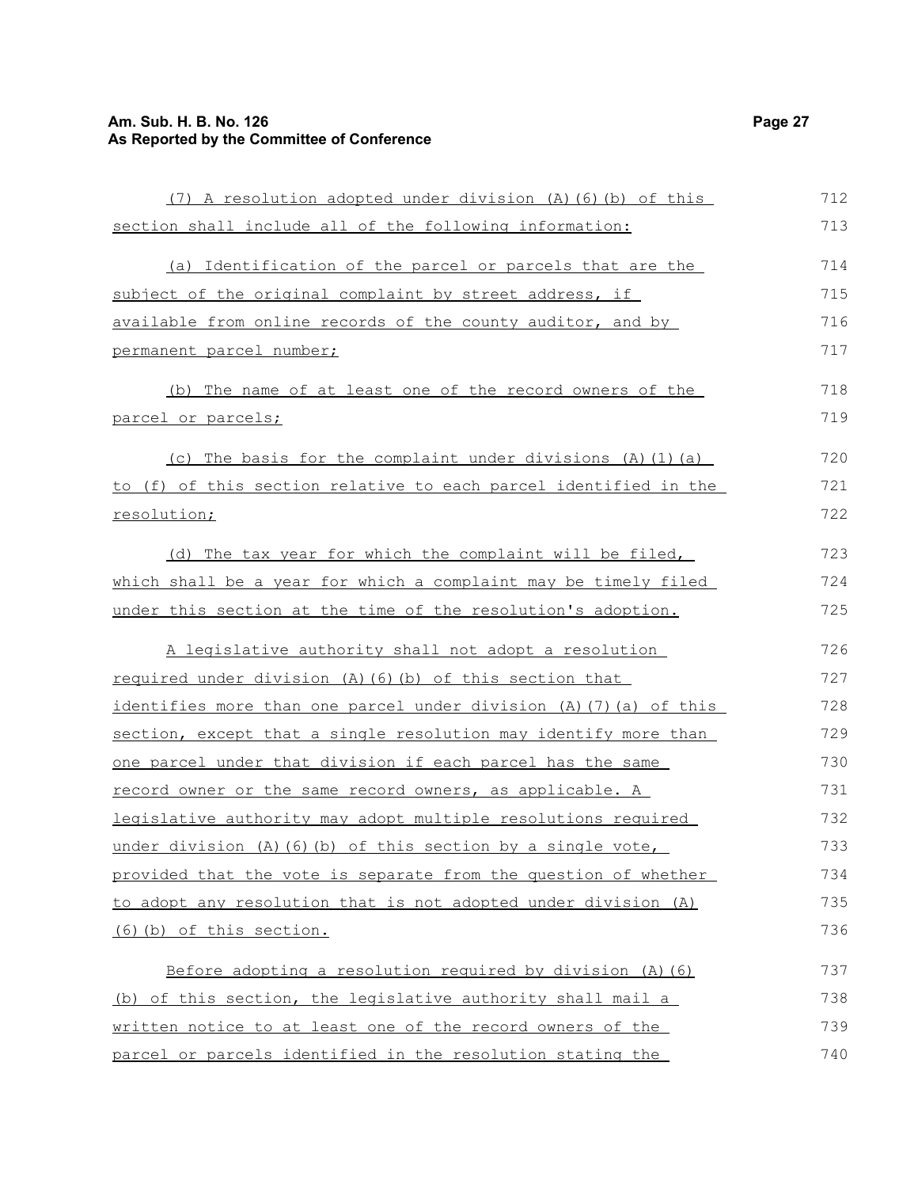(7) A resolution adopted under division (A)(6)(b) of this section shall include all of the following information:

(a) Identification of the parcel or parcels that are the subject of the original complaint by street address, if available from online records of the county auditor, and by permanent parcel number;

(b) The name of at least one of the record owners of the parcel or parcels;

(c) The basis for the complaint under divisions (A)(1)(a) to (f) of this section relative to each parcel identified in the resolution;

(d) The tax year for which the complaint will be filed, which shall be a year for which a complaint may be timely filed under this section at the time of the resolution's adoption.

A legislative authority shall not adopt a resolution required under division (A)(6)(b) of this section that identifies more than one parcel under division (A)(7)(a) of this section, except that a single resolution may identify more than one parcel under that division if each parcel has the same record owner or the same record owners, as applicable. A legislative authority may adopt multiple resolutions required under division (A)(6)(b) of this section by a single vote, provided that the vote is separate from the question of whether to adopt any resolution that is not adopted under division (A)(6)(b) of this section.

Before adopting a resolution required by division (A)(6)(b) of this section, the legislative authority shall mail a written notice to at least one of the record owners of the parcel or parcels identified in the resolution stating the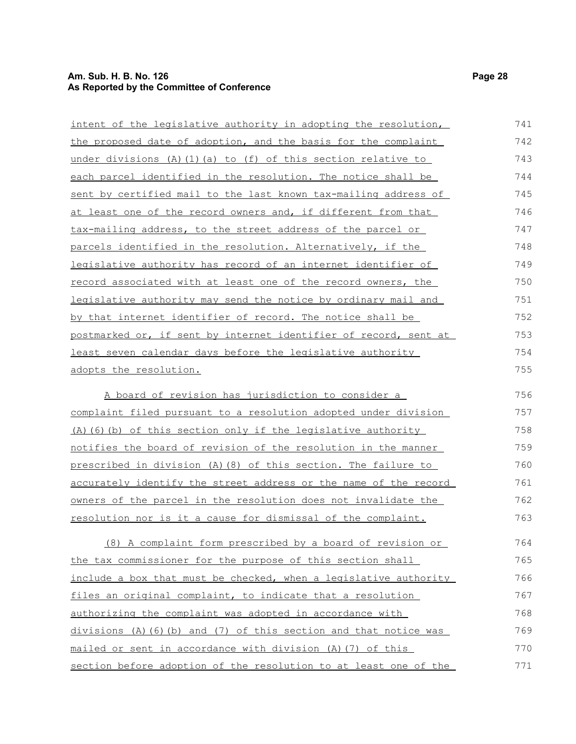intent of the legislative authority in adopting the resolution, the proposed date of adoption, and the basis for the complaint under divisions (A)(1)(a) to (f) of this section relative to each parcel identified in the resolution. The notice shall be sent by certified mail to the last known tax-mailing address of at least one of the record owners and, if different from that tax-mailing address, to the street address of the parcel or parcels identified in the resolution. Alternatively, if the legislative authority has record of an internet identifier of record associated with at least one of the record owners, the legislative authority may send the notice by ordinary mail and by that internet identifier of record. The notice shall be postmarked or, if sent by internet identifier of record, sent at least seven calendar days before the legislative authority adopts the resolution.

A board of revision has jurisdiction to consider a complaint filed pursuant to a resolution adopted under division (A)(6)(b) of this section only if the legislative authority notifies the board of revision of the resolution in the manner prescribed in division (A)(8) of this section. The failure to accurately identify the street address or the name of the record owners of the parcel in the resolution does not invalidate the resolution nor is it a cause for dismissal of the complaint.

(8) A complaint form prescribed by a board of revision or the tax commissioner for the purpose of this section shall include a box that must be checked, when a legislative authority files an original complaint, to indicate that a resolution authorizing the complaint was adopted in accordance with divisions (A)(6)(b) and (7) of this section and that notice was mailed or sent in accordance with division (A)(7) of this section before adoption of the resolution to at least one of the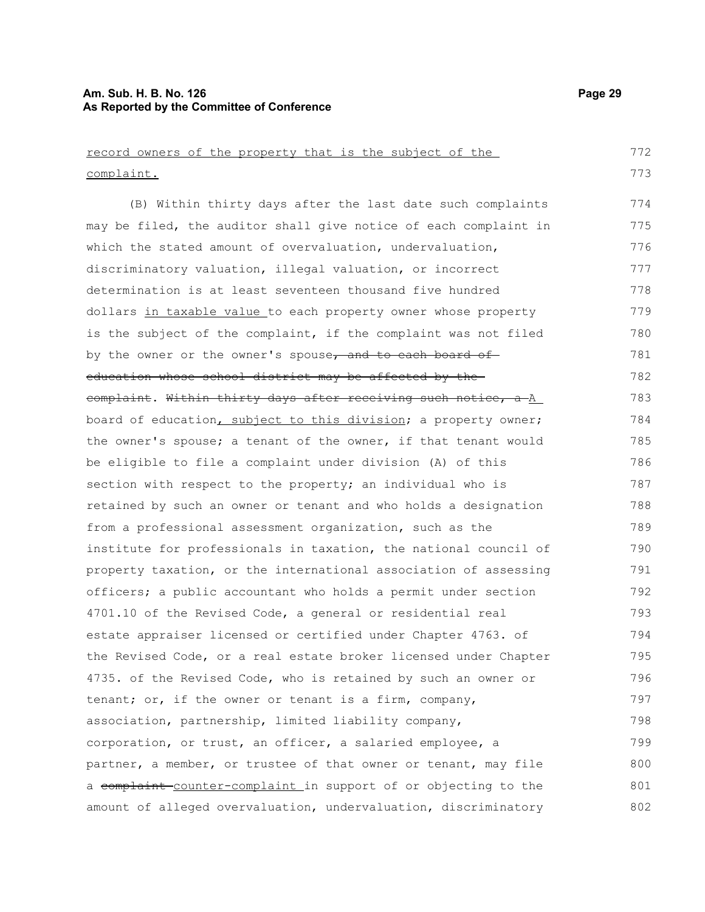record owners of the property that is the subject of the complaint.

(B) Within thirty days after the last date such complaints may be filed, the auditor shall give notice of each complaint in which the stated amount of overvaluation, undervaluation, discriminatory valuation, illegal valuation, or incorrect determination is at least seventeen thousand five hundred dollars in taxable value to each property owner whose property is the subject of the complaint, if the complaint was not filed by the owner or the owner's spouse~~, and to each board of education whose school district may be affected by the complaint~~. ~~Within thirty days after receiving such notice, a~~ A board of education, subject to this division; a property owner; the owner's spouse; a tenant of the owner, if that tenant would be eligible to file a complaint under division (A) of this section with respect to the property; an individual who is retained by such an owner or tenant and who holds a designation from a professional assessment organization, such as the institute for professionals in taxation, the national council of property taxation, or the international association of assessing officers; a public accountant who holds a permit under section 4701.10 of the Revised Code, a general or residential real estate appraiser licensed or certified under Chapter 4763. of the Revised Code, or a real estate broker licensed under Chapter 4735. of the Revised Code, who is retained by such an owner or tenant; or, if the owner or tenant is a firm, company, association, partnership, limited liability company, corporation, or trust, an officer, a salaried employee, a partner, a member, or trustee of that owner or tenant, may file a ~~complaint~~ counter-complaint in support of or objecting to the amount of alleged overvaluation, undervaluation, discriminatory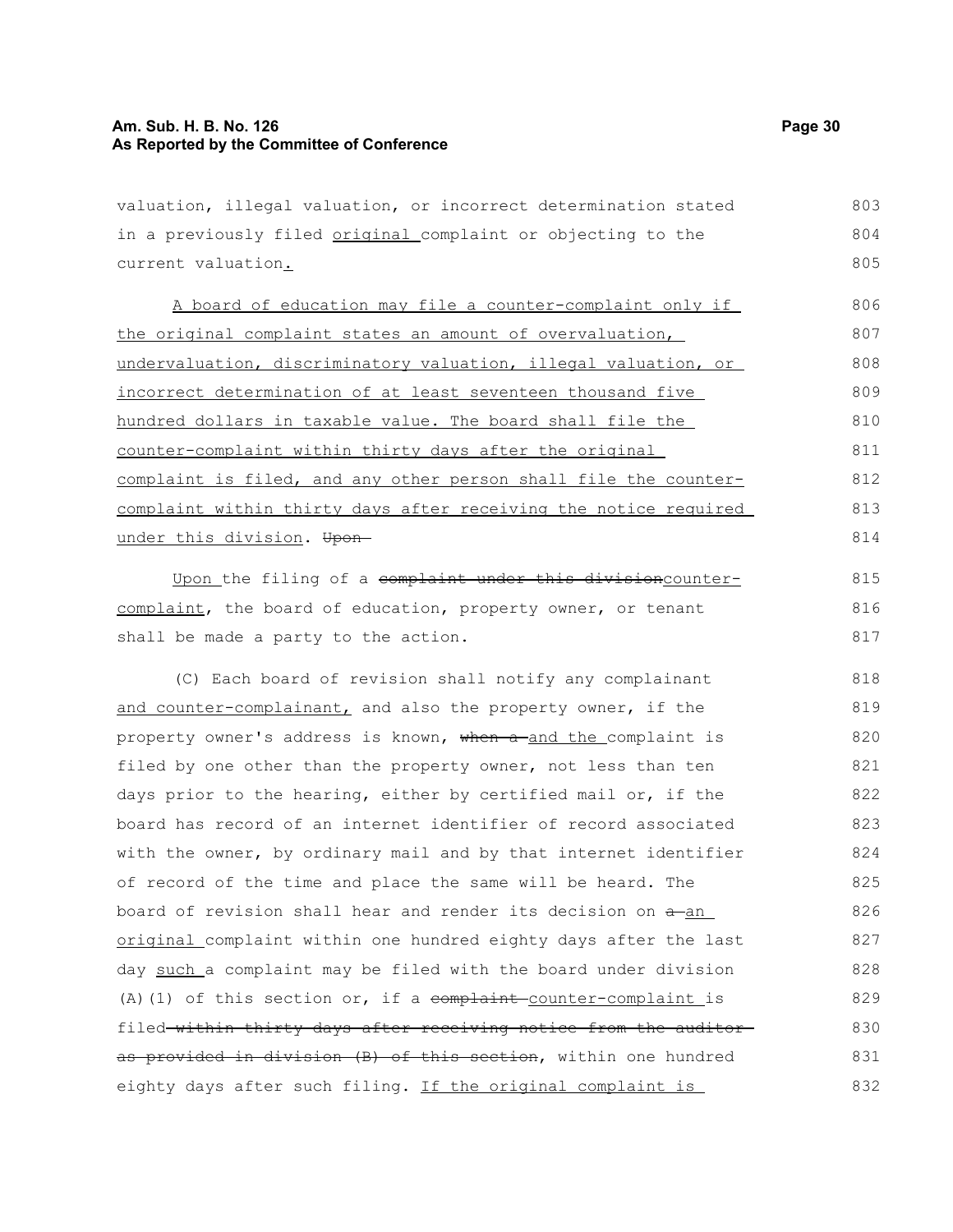valuation, illegal valuation, or incorrect determination stated in a previously filed original complaint or objecting to the current valuation.

A board of education may file a counter-complaint only if the original complaint states an amount of overvaluation, undervaluation, discriminatory valuation, illegal valuation, or incorrect determination of at least seventeen thousand five hundred dollars in taxable value. The board shall file the counter-complaint within thirty days after the original complaint is filed, and any other person shall file the counter-complaint within thirty days after receiving the notice required under this division. ~~Upon~~

Upon the filing of a ~~complaint under this division~~counter-complaint, the board of education, property owner, or tenant shall be made a party to the action.

(C) Each board of revision shall notify any complainant and counter-complainant, and also the property owner, if the property owner's address is known, ~~when a~~ and the complaint is filed by one other than the property owner, not less than ten days prior to the hearing, either by certified mail or, if the board has record of an internet identifier of record associated with the owner, by ordinary mail and by that internet identifier of record of the time and place the same will be heard. The board of revision shall hear and render its decision on ~~a~~ an original complaint within one hundred eighty days after the last day such a complaint may be filed with the board under division (A)(1) of this section or, if a ~~complaint~~ counter-complaint is filed ~~within thirty days after receiving notice from the auditor as provided in division (B) of this section~~, within one hundred eighty days after such filing. If the original complaint is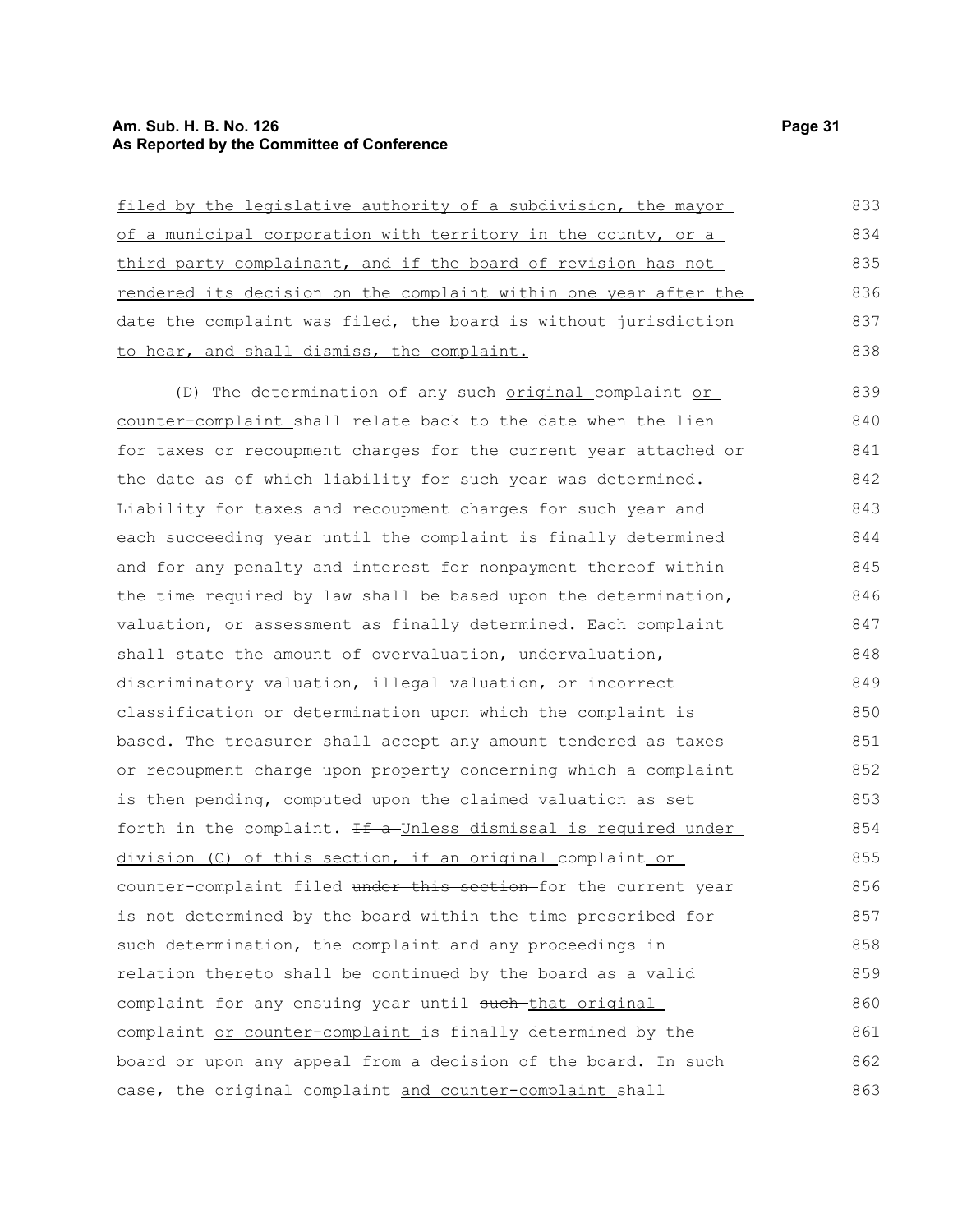filed by the legislative authority of a subdivision, the mayor of a municipal corporation with territory in the county, or a third party complainant, and if the board of revision has not rendered its decision on the complaint within one year after the date the complaint was filed, the board is without jurisdiction to hear, and shall dismiss, the complaint.

(D) The determination of any such original complaint or counter-complaint shall relate back to the date when the lien for taxes or recoupment charges for the current year attached or the date as of which liability for such year was determined. Liability for taxes and recoupment charges for such year and each succeeding year until the complaint is finally determined and for any penalty and interest for nonpayment thereof within the time required by law shall be based upon the determination, valuation, or assessment as finally determined. Each complaint shall state the amount of overvaluation, undervaluation, discriminatory valuation, illegal valuation, or incorrect classification or determination upon which the complaint is based. The treasurer shall accept any amount tendered as taxes or recoupment charge upon property concerning which a complaint is then pending, computed upon the claimed valuation as set forth in the complaint. ~~If a~~ Unless dismissal is required under division (C) of this section, if an original complaint or counter-complaint filed ~~under this section~~ for the current year is not determined by the board within the time prescribed for such determination, the complaint and any proceedings in relation thereto shall be continued by the board as a valid complaint for any ensuing year until ~~such~~ that original complaint or counter-complaint is finally determined by the board or upon any appeal from a decision of the board. In such case, the original complaint and counter-complaint shall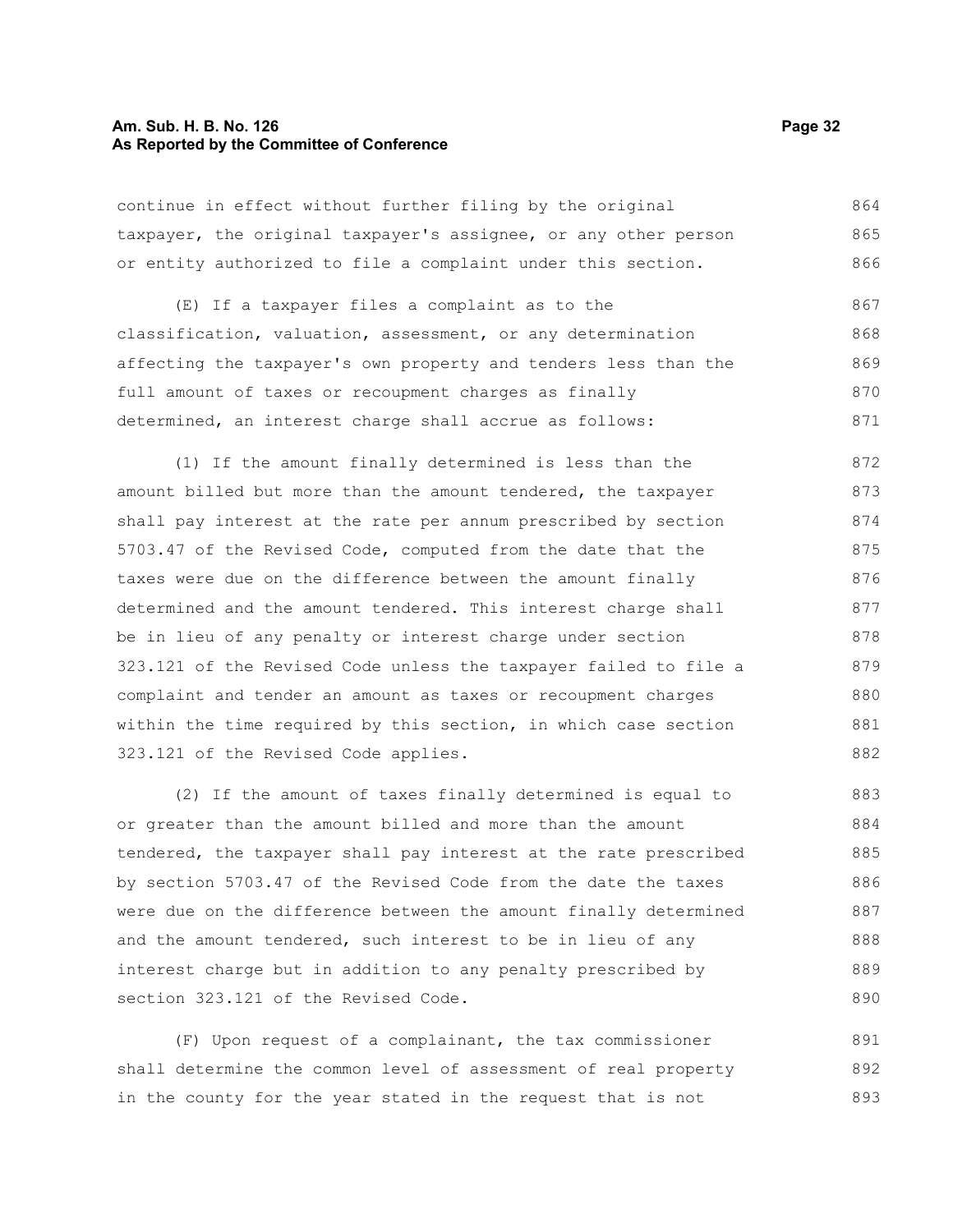continue in effect without further filing by the original taxpayer, the original taxpayer's assignee, or any other person or entity authorized to file a complaint under this section.

(E) If a taxpayer files a complaint as to the classification, valuation, assessment, or any determination affecting the taxpayer's own property and tenders less than the full amount of taxes or recoupment charges as finally determined, an interest charge shall accrue as follows:

(1) If the amount finally determined is less than the amount billed but more than the amount tendered, the taxpayer shall pay interest at the rate per annum prescribed by section 5703.47 of the Revised Code, computed from the date that the taxes were due on the difference between the amount finally determined and the amount tendered. This interest charge shall be in lieu of any penalty or interest charge under section 323.121 of the Revised Code unless the taxpayer failed to file a complaint and tender an amount as taxes or recoupment charges within the time required by this section, in which case section 323.121 of the Revised Code applies.

(2) If the amount of taxes finally determined is equal to or greater than the amount billed and more than the amount tendered, the taxpayer shall pay interest at the rate prescribed by section 5703.47 of the Revised Code from the date the taxes were due on the difference between the amount finally determined and the amount tendered, such interest to be in lieu of any interest charge but in addition to any penalty prescribed by section 323.121 of the Revised Code.

(F) Upon request of a complainant, the tax commissioner shall determine the common level of assessment of real property in the county for the year stated in the request that is not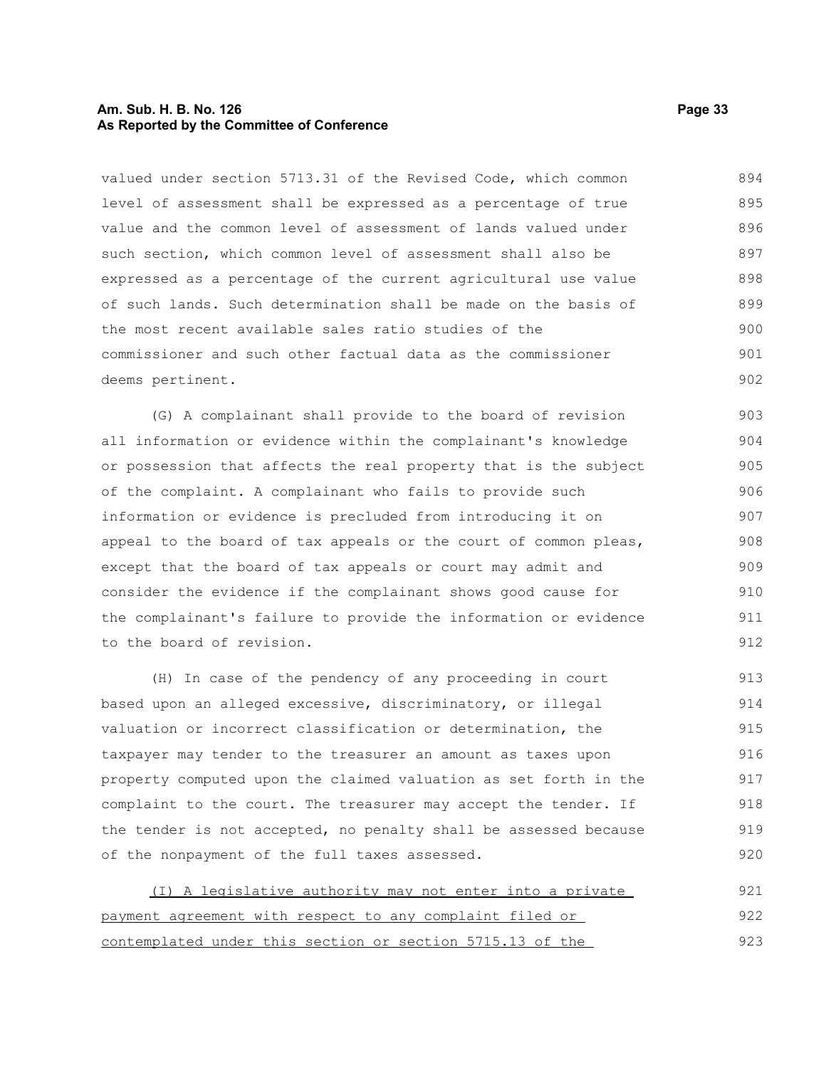valued under section 5713.31 of the Revised Code, which common level of assessment shall be expressed as a percentage of true value and the common level of assessment of lands valued under such section, which common level of assessment shall also be expressed as a percentage of the current agricultural use value of such lands. Such determination shall be made on the basis of the most recent available sales ratio studies of the commissioner and such other factual data as the commissioner deems pertinent.

(G) A complainant shall provide to the board of revision all information or evidence within the complainant's knowledge or possession that affects the real property that is the subject of the complaint. A complainant who fails to provide such information or evidence is precluded from introducing it on appeal to the board of tax appeals or the court of common pleas, except that the board of tax appeals or court may admit and consider the evidence if the complainant shows good cause for the complainant's failure to provide the information or evidence to the board of revision.

(H) In case of the pendency of any proceeding in court based upon an alleged excessive, discriminatory, or illegal valuation or incorrect classification or determination, the taxpayer may tender to the treasurer an amount as taxes upon property computed upon the claimed valuation as set forth in the complaint to the court. The treasurer may accept the tender. If the tender is not accepted, no penalty shall be assessed because of the nonpayment of the full taxes assessed.

<u>(I) A legislative authority may not enter into a private payment agreement with respect to any complaint filed or contemplated under this section or section 5715.13 of the</u>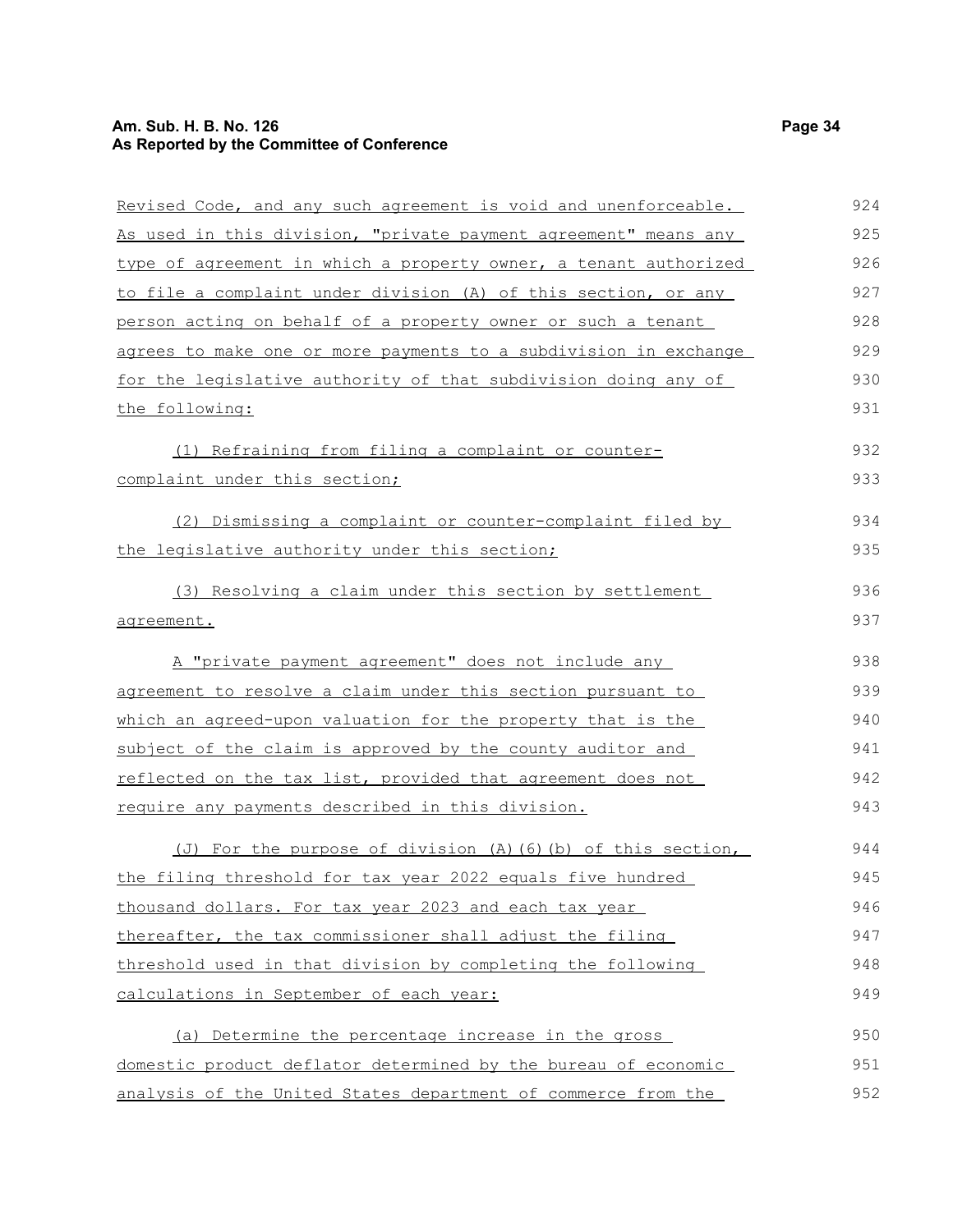Revised Code, and any such agreement is void and unenforceable. As used in this division, "private payment agreement" means any type of agreement in which a property owner, a tenant authorized to file a complaint under division (A) of this section, or any person acting on behalf of a property owner or such a tenant agrees to make one or more payments to a subdivision in exchange for the legislative authority of that subdivision doing any of the following:

(1) Refraining from filing a complaint or counter-complaint under this section;

(2) Dismissing a complaint or counter-complaint filed by the legislative authority under this section;

(3) Resolving a claim under this section by settlement agreement.

A "private payment agreement" does not include any agreement to resolve a claim under this section pursuant to which an agreed-upon valuation for the property that is the subject of the claim is approved by the county auditor and reflected on the tax list, provided that agreement does not require any payments described in this division.

(J) For the purpose of division (A)(6)(b) of this section, the filing threshold for tax year 2022 equals five hundred thousand dollars. For tax year 2023 and each tax year thereafter, the tax commissioner shall adjust the filing threshold used in that division by completing the following calculations in September of each year:

(a) Determine the percentage increase in the gross domestic product deflator determined by the bureau of economic analysis of the United States department of commerce from the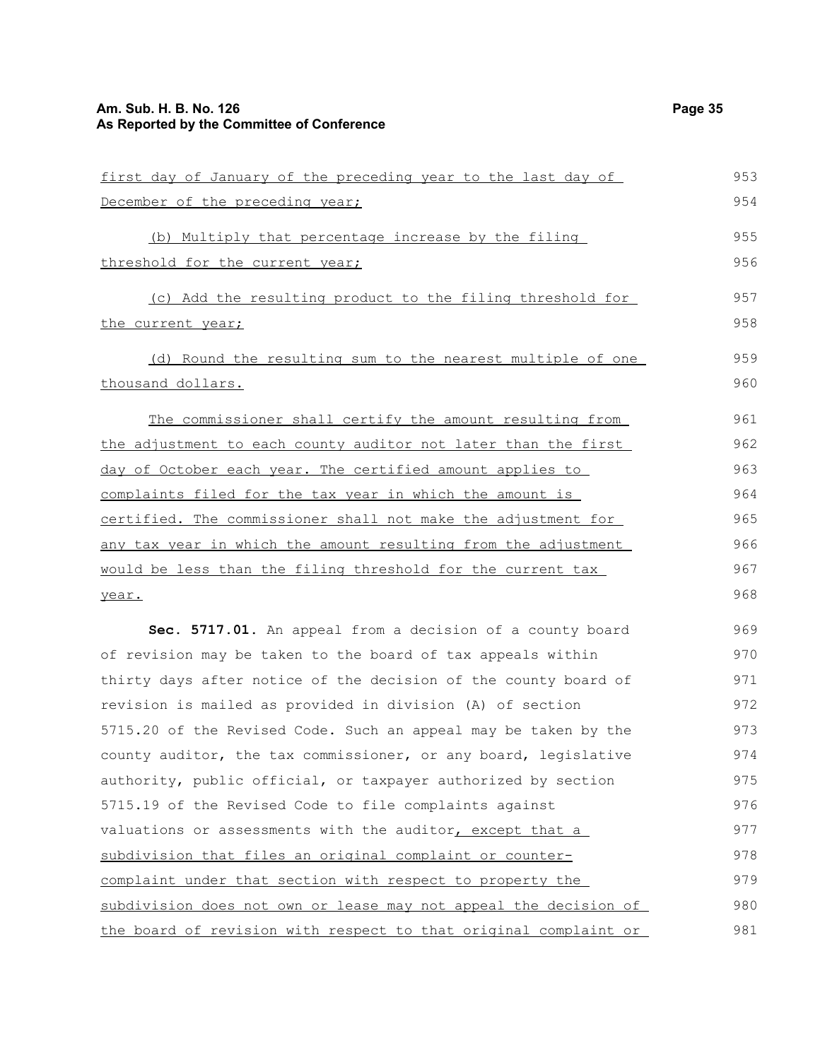first day of January of the preceding year to the last day of December of the preceding year;

(b) Multiply that percentage increase by the filing threshold for the current year;

(c) Add the resulting product to the filing threshold for the current year;

(d) Round the resulting sum to the nearest multiple of one thousand dollars.

The commissioner shall certify the amount resulting from the adjustment to each county auditor not later than the first day of October each year. The certified amount applies to complaints filed for the tax year in which the amount is certified. The commissioner shall not make the adjustment for any tax year in which the amount resulting from the adjustment would be less than the filing threshold for the current tax year.

**Sec. 5717.01.** An appeal from a decision of a county board of revision may be taken to the board of tax appeals within thirty days after notice of the decision of the county board of revision is mailed as provided in division (A) of section 5715.20 of the Revised Code. Such an appeal may be taken by the county auditor, the tax commissioner, or any board, legislative authority, public official, or taxpayer authorized by section 5715.19 of the Revised Code to file complaints against valuations or assessments with the auditor, except that a subdivision that files an original complaint or counter-complaint under that section with respect to property the subdivision does not own or lease may not appeal the decision of the board of revision with respect to that original complaint or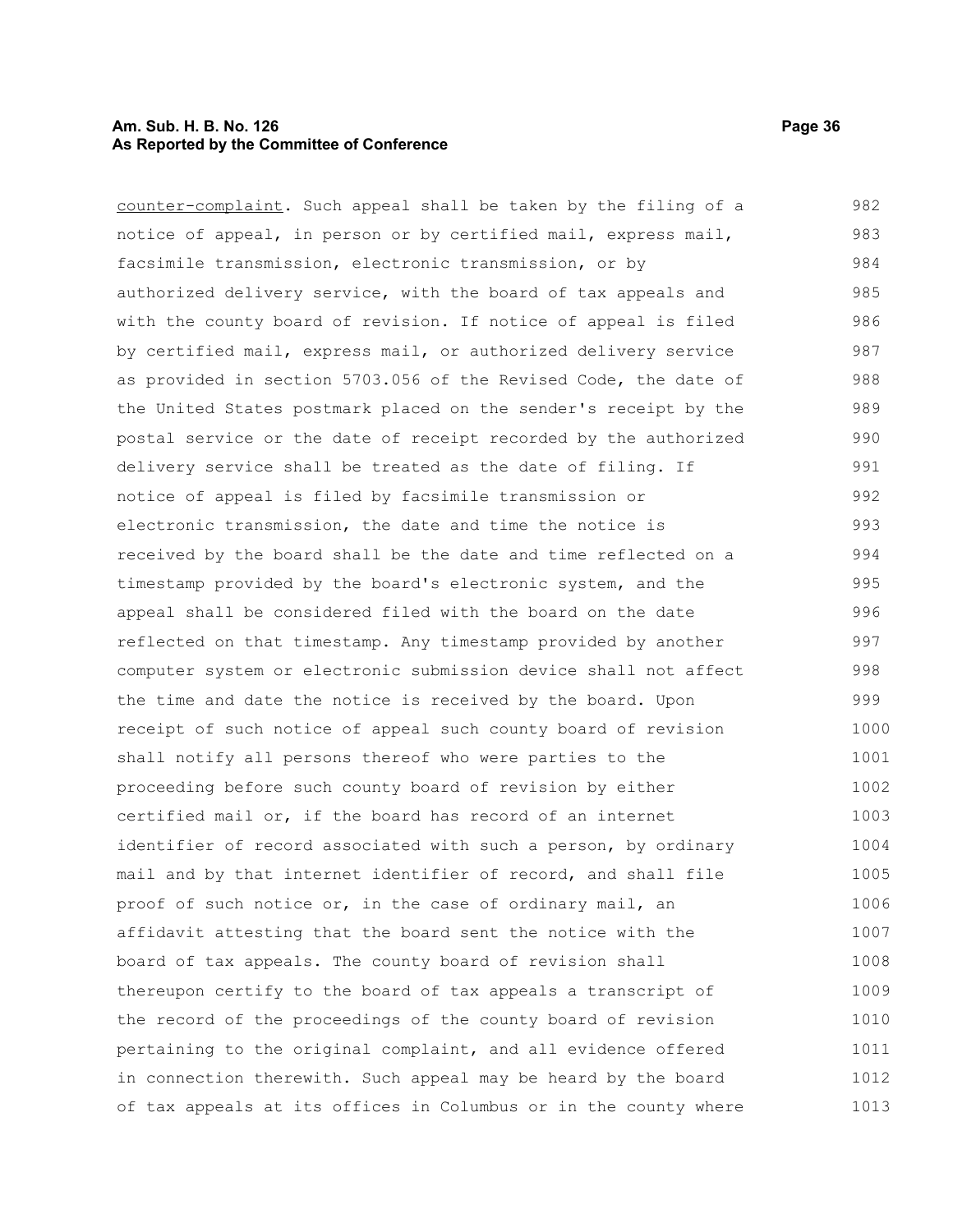counter-complaint. Such appeal shall be taken by the filing of a notice of appeal, in person or by certified mail, express mail, facsimile transmission, electronic transmission, or by authorized delivery service, with the board of tax appeals and with the county board of revision. If notice of appeal is filed by certified mail, express mail, or authorized delivery service as provided in section 5703.056 of the Revised Code, the date of the United States postmark placed on the sender's receipt by the postal service or the date of receipt recorded by the authorized delivery service shall be treated as the date of filing. If notice of appeal is filed by facsimile transmission or electronic transmission, the date and time the notice is received by the board shall be the date and time reflected on a timestamp provided by the board's electronic system, and the appeal shall be considered filed with the board on the date reflected on that timestamp. Any timestamp provided by another computer system or electronic submission device shall not affect the time and date the notice is received by the board. Upon receipt of such notice of appeal such county board of revision shall notify all persons thereof who were parties to the proceeding before such county board of revision by either certified mail or, if the board has record of an internet identifier of record associated with such a person, by ordinary mail and by that internet identifier of record, and shall file proof of such notice or, in the case of ordinary mail, an affidavit attesting that the board sent the notice with the board of tax appeals. The county board of revision shall thereupon certify to the board of tax appeals a transcript of the record of the proceedings of the county board of revision pertaining to the original complaint, and all evidence offered in connection therewith. Such appeal may be heard by the board of tax appeals at its offices in Columbus or in the county where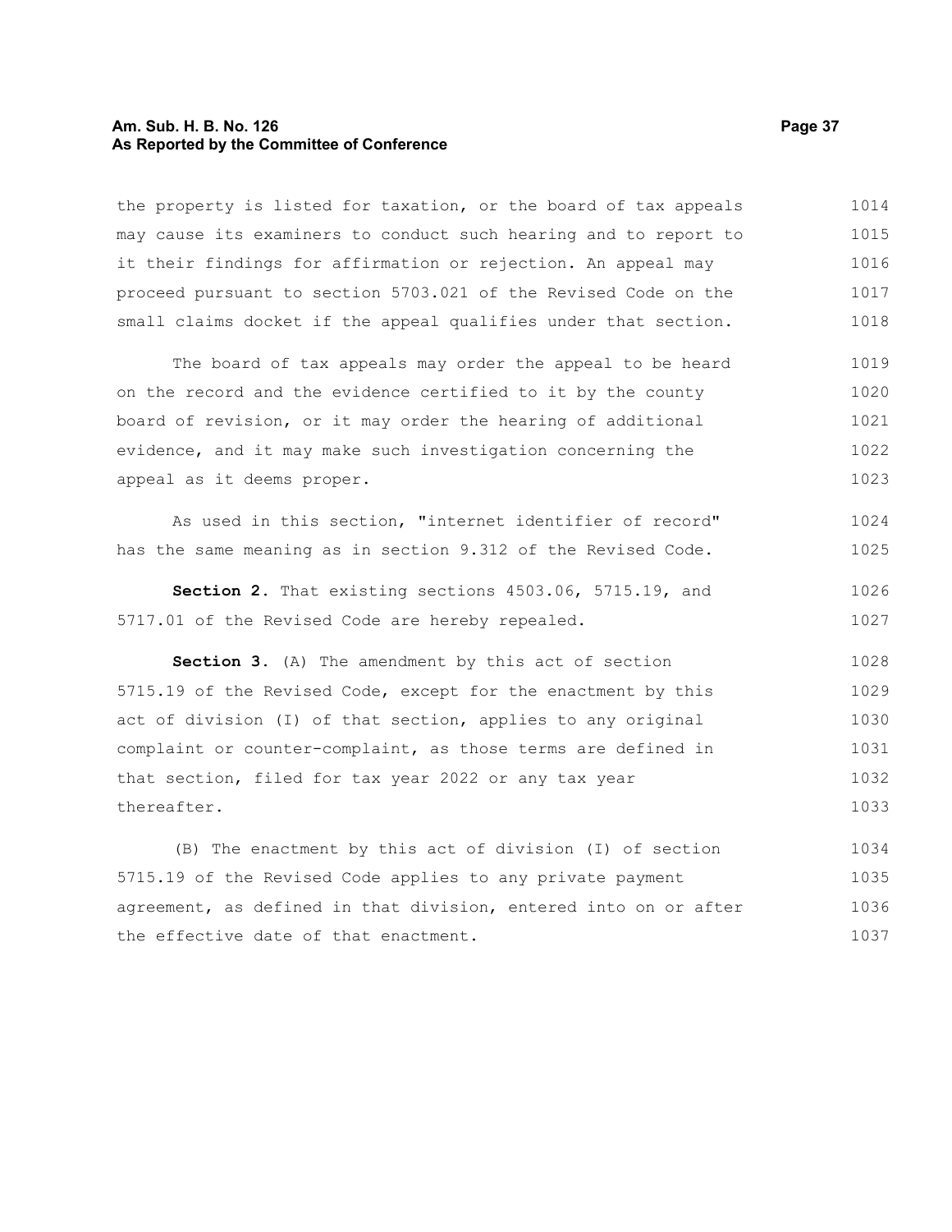the property is listed for taxation, or the board of tax appeals may cause its examiners to conduct such hearing and to report to it their findings for affirmation or rejection. An appeal may proceed pursuant to section 5703.021 of the Revised Code on the small claims docket if the appeal qualifies under that section.

The board of tax appeals may order the appeal to be heard on the record and the evidence certified to it by the county board of revision, or it may order the hearing of additional evidence, and it may make such investigation concerning the appeal as it deems proper.

As used in this section, "internet identifier of record" has the same meaning as in section 9.312 of the Revised Code.

**Section 2.** That existing sections 4503.06, 5715.19, and 5717.01 of the Revised Code are hereby repealed.

**Section 3.** (A) The amendment by this act of section 5715.19 of the Revised Code, except for the enactment by this act of division (I) of that section, applies to any original complaint or counter-complaint, as those terms are defined in that section, filed for tax year 2022 or any tax year thereafter.

(B) The enactment by this act of division (I) of section 5715.19 of the Revised Code applies to any private payment agreement, as defined in that division, entered into on or after the effective date of that enactment.